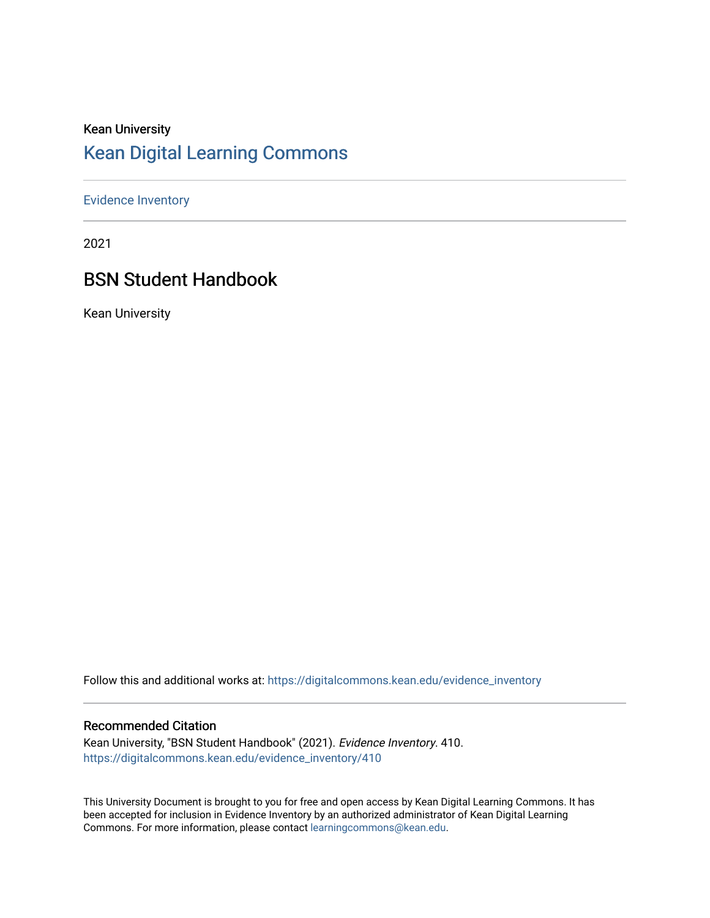Kean University

# Kean Digital Learning Commons

Evidence Inventory

2021

## BSN Student Handbook

Kean University

Follow this and additional works at: https://digitalcommons.kean.edu/evidence_inventory

### Recommended Citation

Kean University, "BSN Student Handbook" (2021). *Evidence Inventory*. 410.
https://digitalcommons.kean.edu/evidence_inventory/410

This University Document is brought to you for free and open access by Kean Digital Learning Commons. It has been accepted for inclusion in Evidence Inventory by an authorized administrator of Kean Digital Learning Commons. For more information, please contact learningcommons@kean.edu.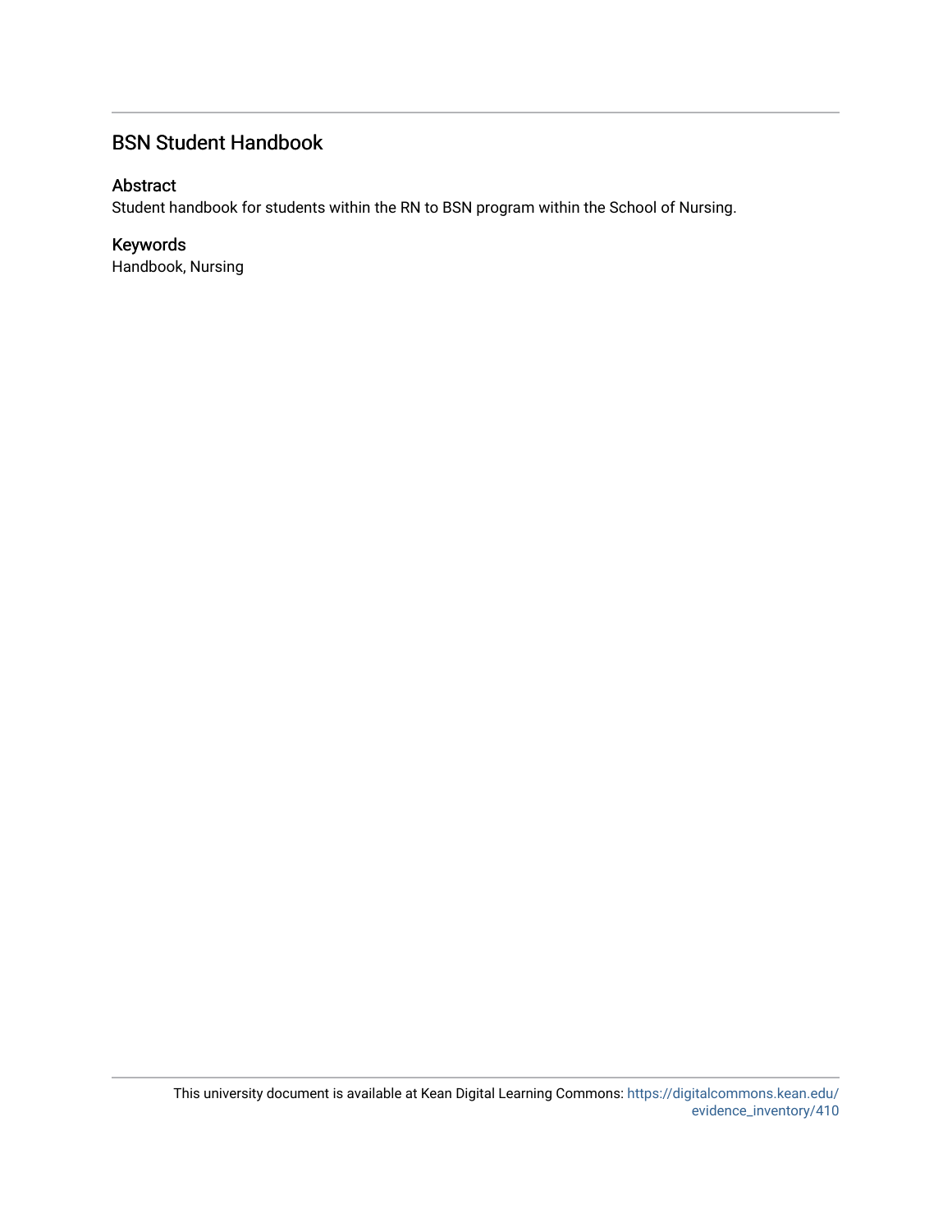## BSN Student Handbook

### Abstract

Student handbook for students within the RN to BSN program within the School of Nursing.

### Keywords

Handbook, Nursing

This university document is available at Kean Digital Learning Commons: https://digitalcommons.kean.edu/evidence_inventory/410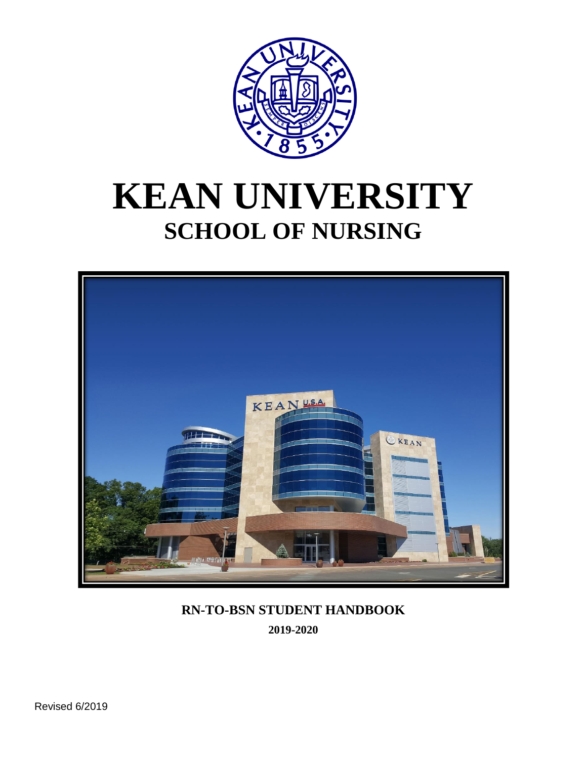# KEAN UNIVERSITY

## SCHOOL OF NURSING

**RN-TO-BSN STUDENT HANDBOOK**

**2019-2020**

Revised 6/2019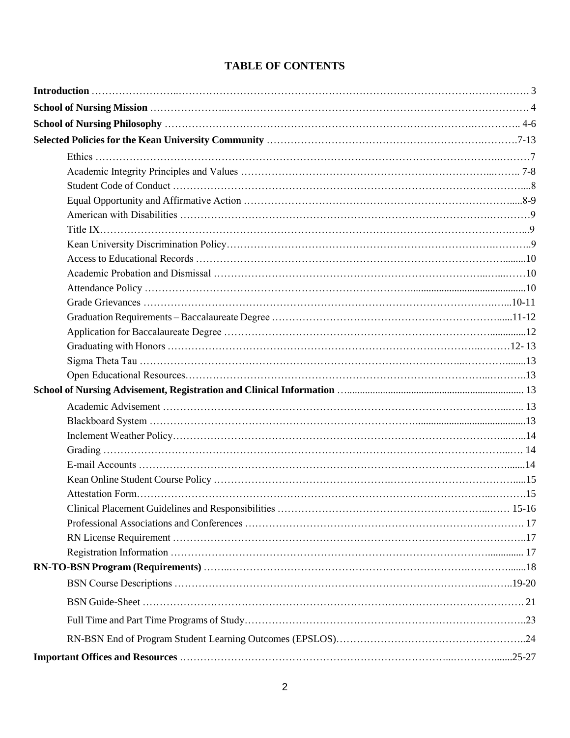# TABLE OF CONTENTS

**Introduction** ........................................................................................................................ 3

**School of Nursing Mission** ................................................................................................. 4

**School of Nursing Philosophy** ........................................................................................... 4-6

**Selected Policies for the Kean University Community** .................................................. 7-13

- Ethics ................................................................................................................................... 7
- Academic Integrity Principles and Values ...................................................................... 7-8
- Student Code of Conduct ................................................................................................... 8
- Equal Opportunity and Affirmative Action .................................................................... 8-9
- American with Disabilities .................................................................................................. 9
- Title IX .................................................................................................................................. 9
- Kean University Discrimination Policy .............................................................................. 9
- Access to Educational Records .......................................................................................... 10
- Academic Probation and Dismissal ................................................................................... 10
- Attendance Policy ............................................................................................................... 10
- Grade Grievances ........................................................................................................... 10-11
- Graduation Requirements – Baccalaureate Degree ....................................................... 11-12
- Application for Baccalaureate Degree .............................................................................. 12
- Graduating with Honors ................................................................................................ 12- 13
- Sigma Theta Tau ................................................................................................................ 13
- Open Educational Resources ............................................................................................. 13

**School of Nursing Advisement, Registration and Clinical Information** ........................... 13

- Academic Advisement ........................................................................................................ 13
- Blackboard System ............................................................................................................. 13
- Inclement Weather Policy .................................................................................................. 14
- Grading ............................................................................................................................... 14
- E-mail Accounts .................................................................................................................. 14
- Kean Online Student Course Policy .................................................................................. 15
- Attestation Form ................................................................................................................. 15
- Clinical Placement Guidelines and Responsibilities ....................................................... 15-16
- Professional Associations and Conferences ...................................................................... 17
- RN License Requirement ................................................................................................... 17
- Registration Information .................................................................................................... 17

**RN-TO-BSN Program (Requirements)** ................................................................................ 18

- BSN Course Descriptions ................................................................................................ 19-20
- BSN Guide-Sheet ................................................................................................................ 21
- Full Time and Part Time Programs of Study ..................................................................... 23
- RN-BSN End of Program Student Learning Outcomes (EPSLOS) .................................. 24

**Important Offices and Resources** ..................................................................................... 25-27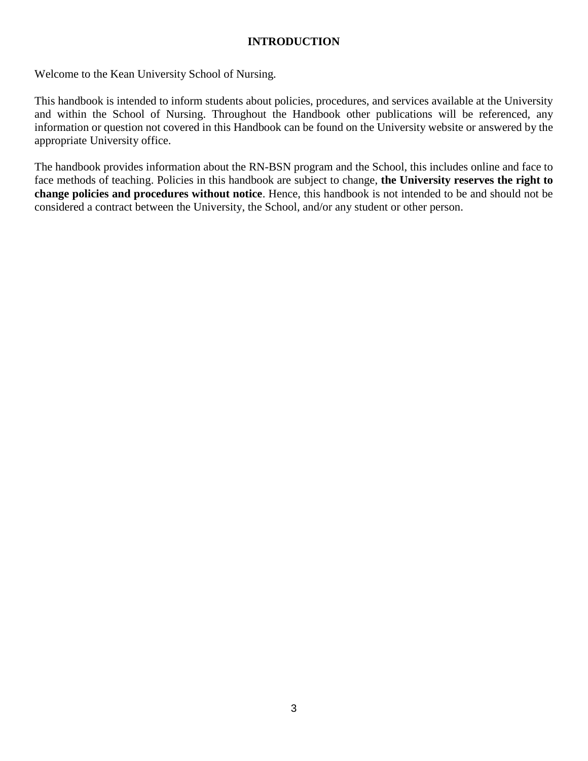# INTRODUCTION

Welcome to the Kean University School of Nursing.

This handbook is intended to inform students about policies, procedures, and services available at the University and within the School of Nursing. Throughout the Handbook other publications will be referenced, any information or question not covered in this Handbook can be found on the University website or answered by the appropriate University office.

The handbook provides information about the RN-BSN program and the School, this includes online and face to face methods of teaching. Policies in this handbook are subject to change, **the University reserves the right to change policies and procedures without notice**. Hence, this handbook is not intended to be and should not be considered a contract between the University, the School, and/or any student or other person.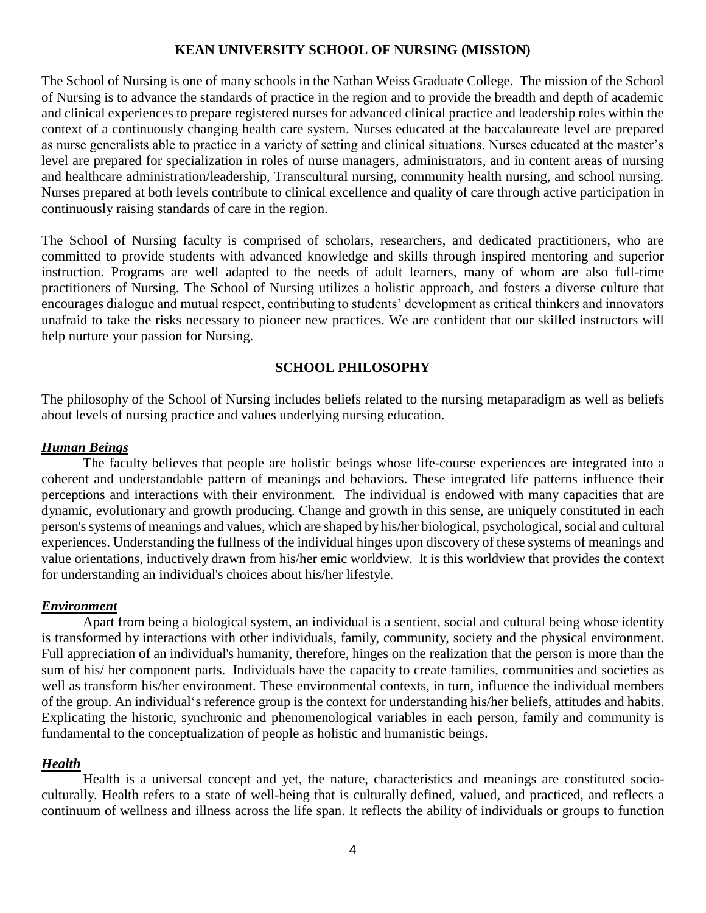## KEAN UNIVERSITY SCHOOL OF NURSING (MISSION)

The School of Nursing is one of many schools in the Nathan Weiss Graduate College. The mission of the School of Nursing is to advance the standards of practice in the region and to provide the breadth and depth of academic and clinical experiences to prepare registered nurses for advanced clinical practice and leadership roles within the context of a continuously changing health care system. Nurses educated at the baccalaureate level are prepared as nurse generalists able to practice in a variety of setting and clinical situations. Nurses educated at the master's level are prepared for specialization in roles of nurse managers, administrators, and in content areas of nursing and healthcare administration/leadership, Transcultural nursing, community health nursing, and school nursing. Nurses prepared at both levels contribute to clinical excellence and quality of care through active participation in continuously raising standards of care in the region.

The School of Nursing faculty is comprised of scholars, researchers, and dedicated practitioners, who are committed to provide students with advanced knowledge and skills through inspired mentoring and superior instruction. Programs are well adapted to the needs of adult learners, many of whom are also full-time practitioners of Nursing. The School of Nursing utilizes a holistic approach, and fosters a diverse culture that encourages dialogue and mutual respect, contributing to students' development as critical thinkers and innovators unafraid to take the risks necessary to pioneer new practices. We are confident that our skilled instructors will help nurture your passion for Nursing.

## SCHOOL PHILOSOPHY

The philosophy of the School of Nursing includes beliefs related to the nursing metaparadigm as well as beliefs about levels of nursing practice and values underlying nursing education.

### ***Human Beings***

The faculty believes that people are holistic beings whose life-course experiences are integrated into a coherent and understandable pattern of meanings and behaviors. These integrated life patterns influence their perceptions and interactions with their environment. The individual is endowed with many capacities that are dynamic, evolutionary and growth producing. Change and growth in this sense, are uniquely constituted in each person's systems of meanings and values, which are shaped by his/her biological, psychological, social and cultural experiences. Understanding the fullness of the individual hinges upon discovery of these systems of meanings and value orientations, inductively drawn from his/her emic worldview. It is this worldview that provides the context for understanding an individual's choices about his/her lifestyle.

### ***Environment***

Apart from being a biological system, an individual is a sentient, social and cultural being whose identity is transformed by interactions with other individuals, family, community, society and the physical environment. Full appreciation of an individual's humanity, therefore, hinges on the realization that the person is more than the sum of his/ her component parts. Individuals have the capacity to create families, communities and societies as well as transform his/her environment. These environmental contexts, in turn, influence the individual members of the group. An individual's reference group is the context for understanding his/her beliefs, attitudes and habits. Explicating the historic, synchronic and phenomenological variables in each person, family and community is fundamental to the conceptualization of people as holistic and humanistic beings.

### ***Health***

Health is a universal concept and yet, the nature, characteristics and meanings are constituted socio-culturally. Health refers to a state of well-being that is culturally defined, valued, and practiced, and reflects a continuum of wellness and illness across the life span. It reflects the ability of individuals or groups to function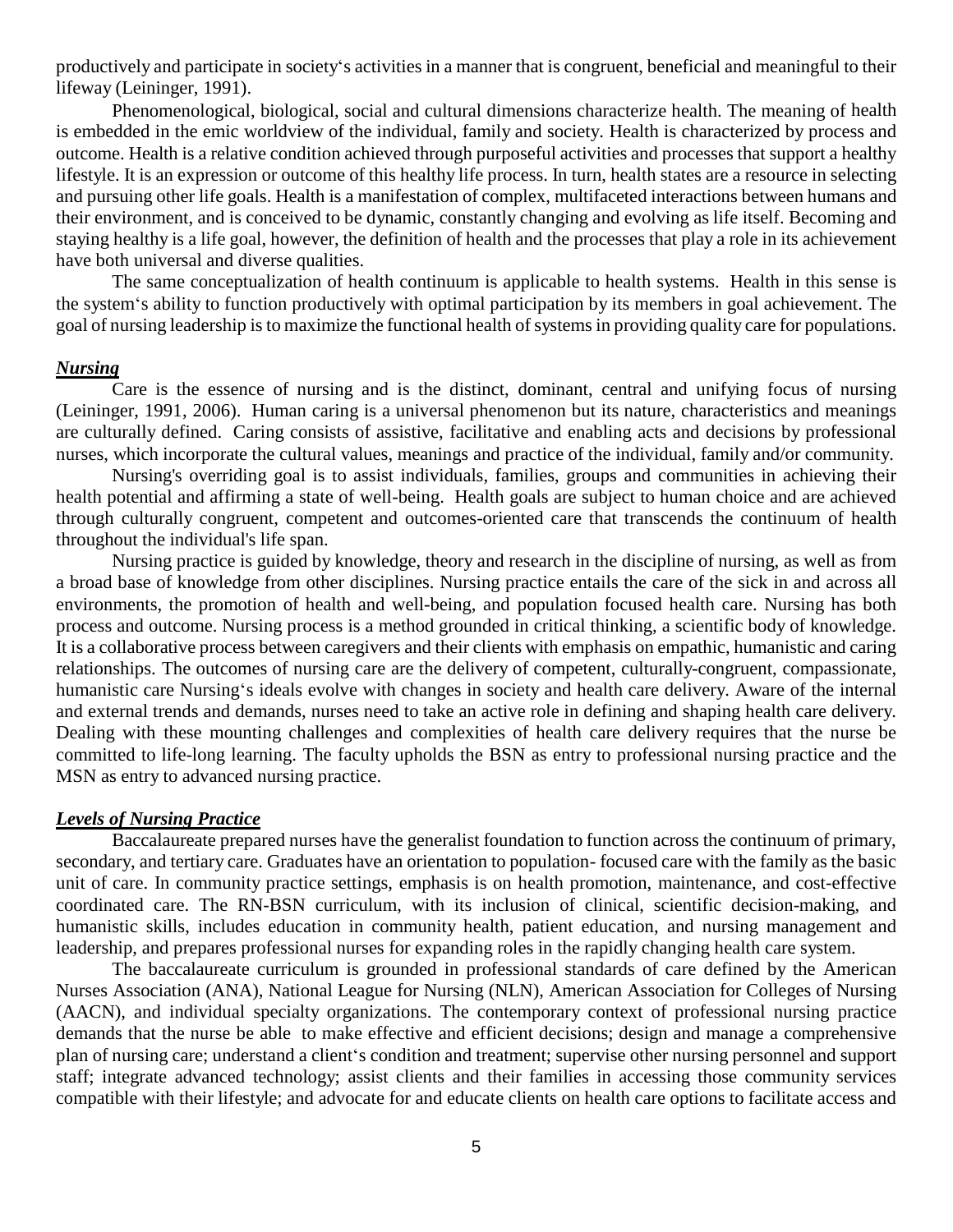productively and participate in society‘s activities in a manner that is congruent, beneficial and meaningful to their lifeway (Leininger, 1991).

Phenomenological, biological, social and cultural dimensions characterize health. The meaning of health is embedded in the emic worldview of the individual, family and society. Health is characterized by process and outcome. Health is a relative condition achieved through purposeful activities and processes that support a healthy lifestyle. It is an expression or outcome of this healthy life process. In turn, health states are a resource in selecting and pursuing other life goals. Health is a manifestation of complex, multifaceted interactions between humans and their environment, and is conceived to be dynamic, constantly changing and evolving as life itself. Becoming and staying healthy is a life goal, however, the definition of health and the processes that play a role in its achievement have both universal and diverse qualities.

The same conceptualization of health continuum is applicable to health systems. Health in this sense is the system‘s ability to function productively with optimal participation by its members in goal achievement. The goal of nursing leadership is to maximize the functional health of systems in providing quality care for populations.

### ***Nursing***

Care is the essence of nursing and is the distinct, dominant, central and unifying focus of nursing (Leininger, 1991, 2006). Human caring is a universal phenomenon but its nature, characteristics and meanings are culturally defined. Caring consists of assistive, facilitative and enabling acts and decisions by professional nurses, which incorporate the cultural values, meanings and practice of the individual, family and/or community.

Nursing's overriding goal is to assist individuals, families, groups and communities in achieving their health potential and affirming a state of well-being. Health goals are subject to human choice and are achieved through culturally congruent, competent and outcomes-oriented care that transcends the continuum of health throughout the individual's life span.

Nursing practice is guided by knowledge, theory and research in the discipline of nursing, as well as from a broad base of knowledge from other disciplines. Nursing practice entails the care of the sick in and across all environments, the promotion of health and well-being, and population focused health care. Nursing has both process and outcome. Nursing process is a method grounded in critical thinking, a scientific body of knowledge. It is a collaborative process between caregivers and their clients with emphasis on empathic, humanistic and caring relationships. The outcomes of nursing care are the delivery of competent, culturally-congruent, compassionate, humanistic care Nursing‘s ideals evolve with changes in society and health care delivery. Aware of the internal and external trends and demands, nurses need to take an active role in defining and shaping health care delivery. Dealing with these mounting challenges and complexities of health care delivery requires that the nurse be committed to life-long learning. The faculty upholds the BSN as entry to professional nursing practice and the MSN as entry to advanced nursing practice.

### ***Levels of Nursing Practice***

Baccalaureate prepared nurses have the generalist foundation to function across the continuum of primary, secondary, and tertiary care. Graduates have an orientation to population- focused care with the family as the basic unit of care. In community practice settings, emphasis is on health promotion, maintenance, and cost-effective coordinated care. The RN-BSN curriculum, with its inclusion of clinical, scientific decision-making, and humanistic skills, includes education in community health, patient education, and nursing management and leadership, and prepares professional nurses for expanding roles in the rapidly changing health care system.

The baccalaureate curriculum is grounded in professional standards of care defined by the American Nurses Association (ANA), National League for Nursing (NLN), American Association for Colleges of Nursing (AACN), and individual specialty organizations. The contemporary context of professional nursing practice demands that the nurse be able to make effective and efficient decisions; design and manage a comprehensive plan of nursing care; understand a client‘s condition and treatment; supervise other nursing personnel and support staff; integrate advanced technology; assist clients and their families in accessing those community services compatible with their lifestyle; and advocate for and educate clients on health care options to facilitate access and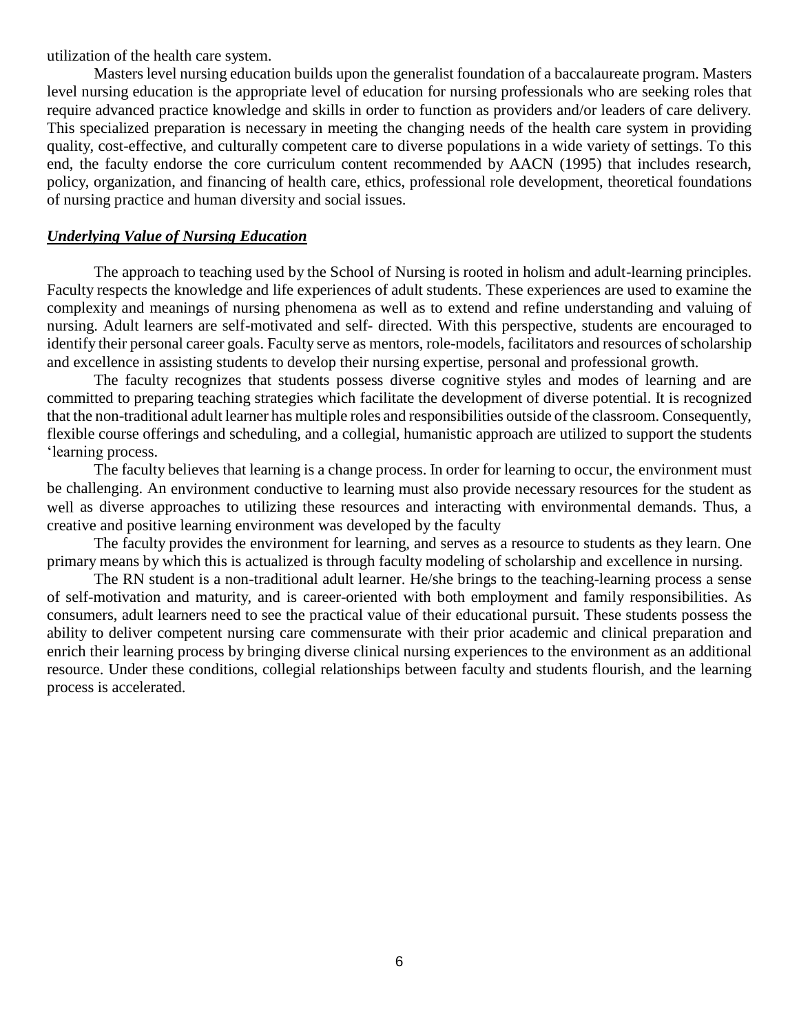utilization of the health care system.

Masters level nursing education builds upon the generalist foundation of a baccalaureate program. Masters level nursing education is the appropriate level of education for nursing professionals who are seeking roles that require advanced practice knowledge and skills in order to function as providers and/or leaders of care delivery. This specialized preparation is necessary in meeting the changing needs of the health care system in providing quality, cost-effective, and culturally competent care to diverse populations in a wide variety of settings. To this end, the faculty endorse the core curriculum content recommended by AACN (1995) that includes research, policy, organization, and financing of health care, ethics, professional role development, theoretical foundations of nursing practice and human diversity and social issues.

### ***Underlying Value of Nursing Education***

The approach to teaching used by the School of Nursing is rooted in holism and adult-learning principles. Faculty respects the knowledge and life experiences of adult students. These experiences are used to examine the complexity and meanings of nursing phenomena as well as to extend and refine understanding and valuing of nursing. Adult learners are self-motivated and self- directed. With this perspective, students are encouraged to identify their personal career goals. Faculty serve as mentors, role-models, facilitators and resources of scholarship and excellence in assisting students to develop their nursing expertise, personal and professional growth.

The faculty recognizes that students possess diverse cognitive styles and modes of learning and are committed to preparing teaching strategies which facilitate the development of diverse potential. It is recognized that the non-traditional adult learner has multiple roles and responsibilities outside of the classroom. Consequently, flexible course offerings and scheduling, and a collegial, humanistic approach are utilized to support the students 'learning process.

The faculty believes that learning is a change process. In order for learning to occur, the environment must be challenging. An environment conductive to learning must also provide necessary resources for the student as well as diverse approaches to utilizing these resources and interacting with environmental demands. Thus, a creative and positive learning environment was developed by the faculty

The faculty provides the environment for learning, and serves as a resource to students as they learn. One primary means by which this is actualized is through faculty modeling of scholarship and excellence in nursing.

The RN student is a non-traditional adult learner. He/she brings to the teaching-learning process a sense of self-motivation and maturity, and is career-oriented with both employment and family responsibilities. As consumers, adult learners need to see the practical value of their educational pursuit. These students possess the ability to deliver competent nursing care commensurate with their prior academic and clinical preparation and enrich their learning process by bringing diverse clinical nursing experiences to the environment as an additional resource. Under these conditions, collegial relationships between faculty and students flourish, and the learning process is accelerated.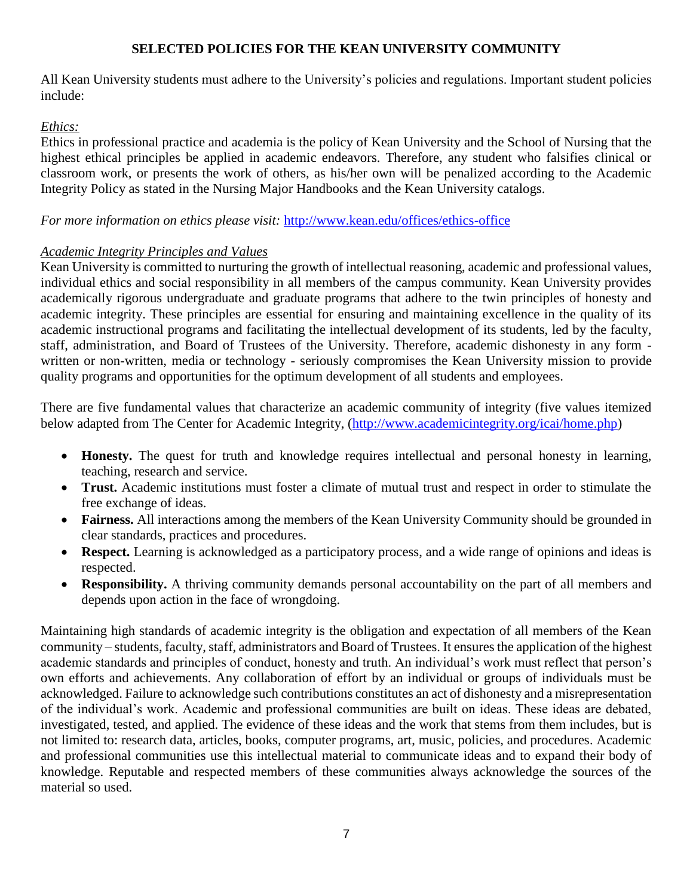# SELECTED POLICIES FOR THE KEAN UNIVERSITY COMMUNITY

All Kean University students must adhere to the University's policies and regulations. Important student policies include:

*Ethics:*

Ethics in professional practice and academia is the policy of Kean University and the School of Nursing that the highest ethical principles be applied in academic endeavors. Therefore, any student who falsifies clinical or classroom work, or presents the work of others, as his/her own will be penalized according to the Academic Integrity Policy as stated in the Nursing Major Handbooks and the Kean University catalogs.

*For more information on ethics please visit:* [http://www.kean.edu/offices/ethics-office](http://www.kean.edu/offices/ethics-office)

*Academic Integrity Principles and Values*

Kean University is committed to nurturing the growth of intellectual reasoning, academic and professional values, individual ethics and social responsibility in all members of the campus community. Kean University provides academically rigorous undergraduate and graduate programs that adhere to the twin principles of honesty and academic integrity. These principles are essential for ensuring and maintaining excellence in the quality of its academic instructional programs and facilitating the intellectual development of its students, led by the faculty, staff, administration, and Board of Trustees of the University. Therefore, academic dishonesty in any form - written or non-written, media or technology - seriously compromises the Kean University mission to provide quality programs and opportunities for the optimum development of all students and employees.

There are five fundamental values that characterize an academic community of integrity (five values itemized below adapted from The Center for Academic Integrity, ([http://www.academicintegrity.org/icai/home.php](http://www.academicintegrity.org/icai/home.php))

- **Honesty.** The quest for truth and knowledge requires intellectual and personal honesty in learning, teaching, research and service.
- **Trust.** Academic institutions must foster a climate of mutual trust and respect in order to stimulate the free exchange of ideas.
- **Fairness.** All interactions among the members of the Kean University Community should be grounded in clear standards, practices and procedures.
- **Respect.** Learning is acknowledged as a participatory process, and a wide range of opinions and ideas is respected.
- **Responsibility.** A thriving community demands personal accountability on the part of all members and depends upon action in the face of wrongdoing.

Maintaining high standards of academic integrity is the obligation and expectation of all members of the Kean community – students, faculty, staff, administrators and Board of Trustees. It ensures the application of the highest academic standards and principles of conduct, honesty and truth. An individual's work must reflect that person's own efforts and achievements. Any collaboration of effort by an individual or groups of individuals must be acknowledged. Failure to acknowledge such contributions constitutes an act of dishonesty and a misrepresentation of the individual's work. Academic and professional communities are built on ideas. These ideas are debated, investigated, tested, and applied. The evidence of these ideas and the work that stems from them includes, but is not limited to: research data, articles, books, computer programs, art, music, policies, and procedures. Academic and professional communities use this intellectual material to communicate ideas and to expand their body of knowledge. Reputable and respected members of these communities always acknowledge the sources of the material so used.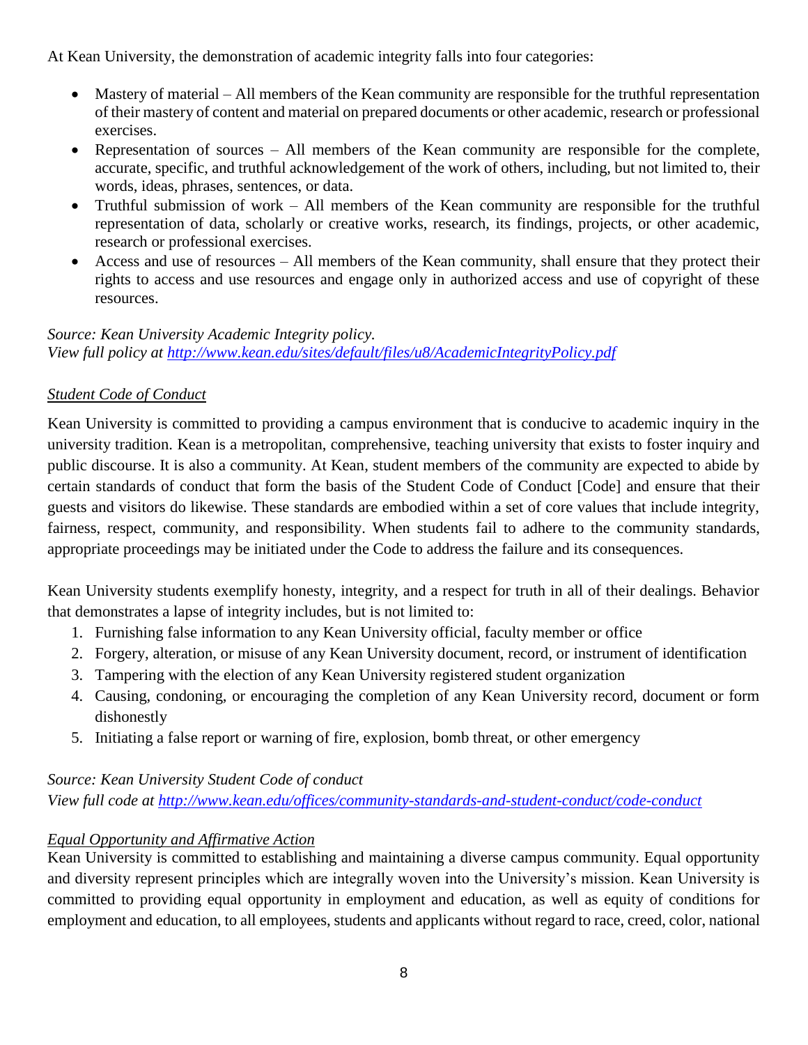At Kean University, the demonstration of academic integrity falls into four categories:

- Mastery of material – All members of the Kean community are responsible for the truthful representation of their mastery of content and material on prepared documents or other academic, research or professional exercises.
- Representation of sources – All members of the Kean community are responsible for the complete, accurate, specific, and truthful acknowledgement of the work of others, including, but not limited to, their words, ideas, phrases, sentences, or data.
- Truthful submission of work – All members of the Kean community are responsible for the truthful representation of data, scholarly or creative works, research, its findings, projects, or other academic, research or professional exercises.
- Access and use of resources – All members of the Kean community, shall ensure that they protect their rights to access and use resources and engage only in authorized access and use of copyright of these resources.

*Source: Kean University Academic Integrity policy.*
*View full policy at [http://www.kean.edu/sites/default/files/u8/AcademicIntegrityPolicy.pdf](http://www.kean.edu/sites/default/files/u8/AcademicIntegrityPolicy.pdf)*

*Student Code of Conduct*

Kean University is committed to providing a campus environment that is conducive to academic inquiry in the university tradition. Kean is a metropolitan, comprehensive, teaching university that exists to foster inquiry and public discourse. It is also a community. At Kean, student members of the community are expected to abide by certain standards of conduct that form the basis of the Student Code of Conduct [Code] and ensure that their guests and visitors do likewise. These standards are embodied within a set of core values that include integrity, fairness, respect, community, and responsibility. When students fail to adhere to the community standards, appropriate proceedings may be initiated under the Code to address the failure and its consequences.

Kean University students exemplify honesty, integrity, and a respect for truth in all of their dealings. Behavior that demonstrates a lapse of integrity includes, but is not limited to:

1. Furnishing false information to any Kean University official, faculty member or office
2. Forgery, alteration, or misuse of any Kean University document, record, or instrument of identification
3. Tampering with the election of any Kean University registered student organization
4. Causing, condoning, or encouraging the completion of any Kean University record, document or form dishonestly
5. Initiating a false report or warning of fire, explosion, bomb threat, or other emergency

*Source: Kean University Student Code of conduct*
*View full code at [http://www.kean.edu/offices/community-standards-and-student-conduct/code-conduct](http://www.kean.edu/offices/community-standards-and-student-conduct/code-conduct)*

*Equal Opportunity and Affirmative Action*

Kean University is committed to establishing and maintaining a diverse campus community. Equal opportunity and diversity represent principles which are integrally woven into the University's mission. Kean University is committed to providing equal opportunity in employment and education, as well as equity of conditions for employment and education, to all employees, students and applicants without regard to race, creed, color, national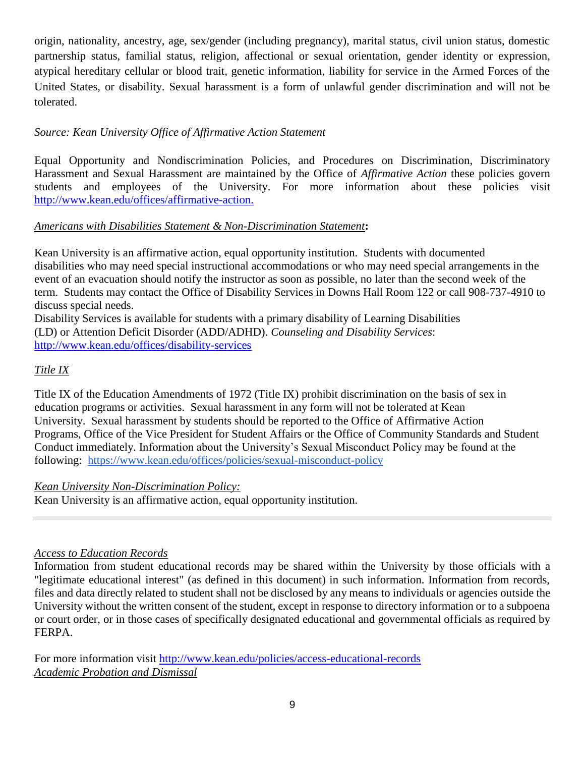origin, nationality, ancestry, age, sex/gender (including pregnancy), marital status, civil union status, domestic partnership status, familial status, religion, affectional or sexual orientation, gender identity or expression, atypical hereditary cellular or blood trait, genetic information, liability for service in the Armed Forces of the United States, or disability. Sexual harassment is a form of unlawful gender discrimination and will not be tolerated.

*Source: Kean University Office of Affirmative Action Statement*

Equal Opportunity and Nondiscrimination Policies, and Procedures on Discrimination, Discriminatory Harassment and Sexual Harassment are maintained by the Office of *Affirmative Action* these policies govern students and employees of the University. For more information about these policies visit http://www.kean.edu/offices/affirmative-action.

***Americans with Disabilities Statement & Non-Discrimination Statement*:**

Kean University is an affirmative action, equal opportunity institution. Students with documented disabilities who may need special instructional accommodations or who may need special arrangements in the event of an evacuation should notify the instructor as soon as possible, no later than the second week of the term. Students may contact the Office of Disability Services in Downs Hall Room 122 or call 908-737-4910 to discuss special needs.
Disability Services is available for students with a primary disability of Learning Disabilities (LD) or Attention Deficit Disorder (ADD/ADHD). *Counseling and Disability Services*: http://www.kean.edu/offices/disability-services

*Title IX*

Title IX of the Education Amendments of 1972 (Title IX) prohibit discrimination on the basis of sex in education programs or activities. Sexual harassment in any form will not be tolerated at Kean University. Sexual harassment by students should be reported to the Office of Affirmative Action Programs, Office of the Vice President for Student Affairs or the Office of Community Standards and Student Conduct immediately. Information about the University's Sexual Misconduct Policy may be found at the following: https://www.kean.edu/offices/policies/sexual-misconduct-policy

*Kean University Non-Discrimination Policy:*
Kean University is an affirmative action, equal opportunity institution.

---

*Access to Education Records*
Information from student educational records may be shared within the University by those officials with a "legitimate educational interest" (as defined in this document) in such information. Information from records, files and data directly related to student shall not be disclosed by any means to individuals or agencies outside the University without the written consent of the student, except in response to directory information or to a subpoena or court order, or in those cases of specifically designated educational and governmental officials as required by FERPA.

For more information visit http://www.kean.edu/policies/access-educational-records
*Academic Probation and Dismissal*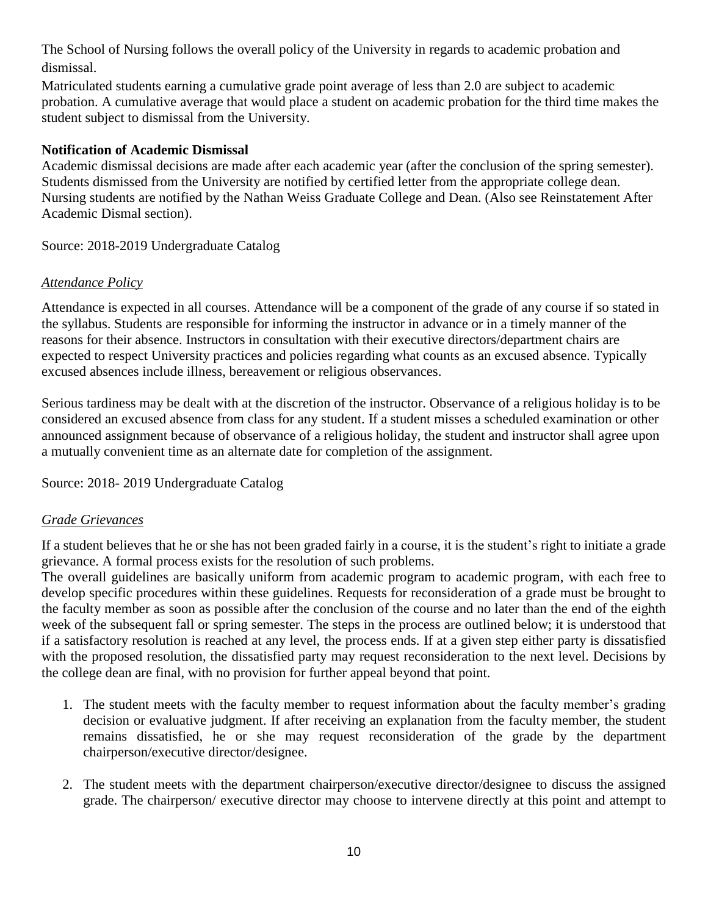The School of Nursing follows the overall policy of the University in regards to academic probation and dismissal.

Matriculated students earning a cumulative grade point average of less than 2.0 are subject to academic probation. A cumulative average that would place a student on academic probation for the third time makes the student subject to dismissal from the University.

**Notification of Academic Dismissal**

Academic dismissal decisions are made after each academic year (after the conclusion of the spring semester). Students dismissed from the University are notified by certified letter from the appropriate college dean. Nursing students are notified by the Nathan Weiss Graduate College and Dean. (Also see Reinstatement After Academic Dismal section).

Source: 2018-2019 Undergraduate Catalog

### *Attendance Policy*

Attendance is expected in all courses. Attendance will be a component of the grade of any course if so stated in the syllabus. Students are responsible for informing the instructor in advance or in a timely manner of the reasons for their absence. Instructors in consultation with their executive directors/department chairs are expected to respect University practices and policies regarding what counts as an excused absence. Typically excused absences include illness, bereavement or religious observances.

Serious tardiness may be dealt with at the discretion of the instructor. Observance of a religious holiday is to be considered an excused absence from class for any student. If a student misses a scheduled examination or other announced assignment because of observance of a religious holiday, the student and instructor shall agree upon a mutually convenient time as an alternate date for completion of the assignment.

Source: 2018- 2019 Undergraduate Catalog

### *Grade Grievances*

If a student believes that he or she has not been graded fairly in a course, it is the student's right to initiate a grade grievance. A formal process exists for the resolution of such problems.

The overall guidelines are basically uniform from academic program to academic program, with each free to develop specific procedures within these guidelines. Requests for reconsideration of a grade must be brought to the faculty member as soon as possible after the conclusion of the course and no later than the end of the eighth week of the subsequent fall or spring semester. The steps in the process are outlined below; it is understood that if a satisfactory resolution is reached at any level, the process ends. If at a given step either party is dissatisfied with the proposed resolution, the dissatisfied party may request reconsideration to the next level. Decisions by the college dean are final, with no provision for further appeal beyond that point.

1. The student meets with the faculty member to request information about the faculty member's grading decision or evaluative judgment. If after receiving an explanation from the faculty member, the student remains dissatisfied, he or she may request reconsideration of the grade by the department chairperson/executive director/designee.

2. The student meets with the department chairperson/executive director/designee to discuss the assigned grade. The chairperson/ executive director may choose to intervene directly at this point and attempt to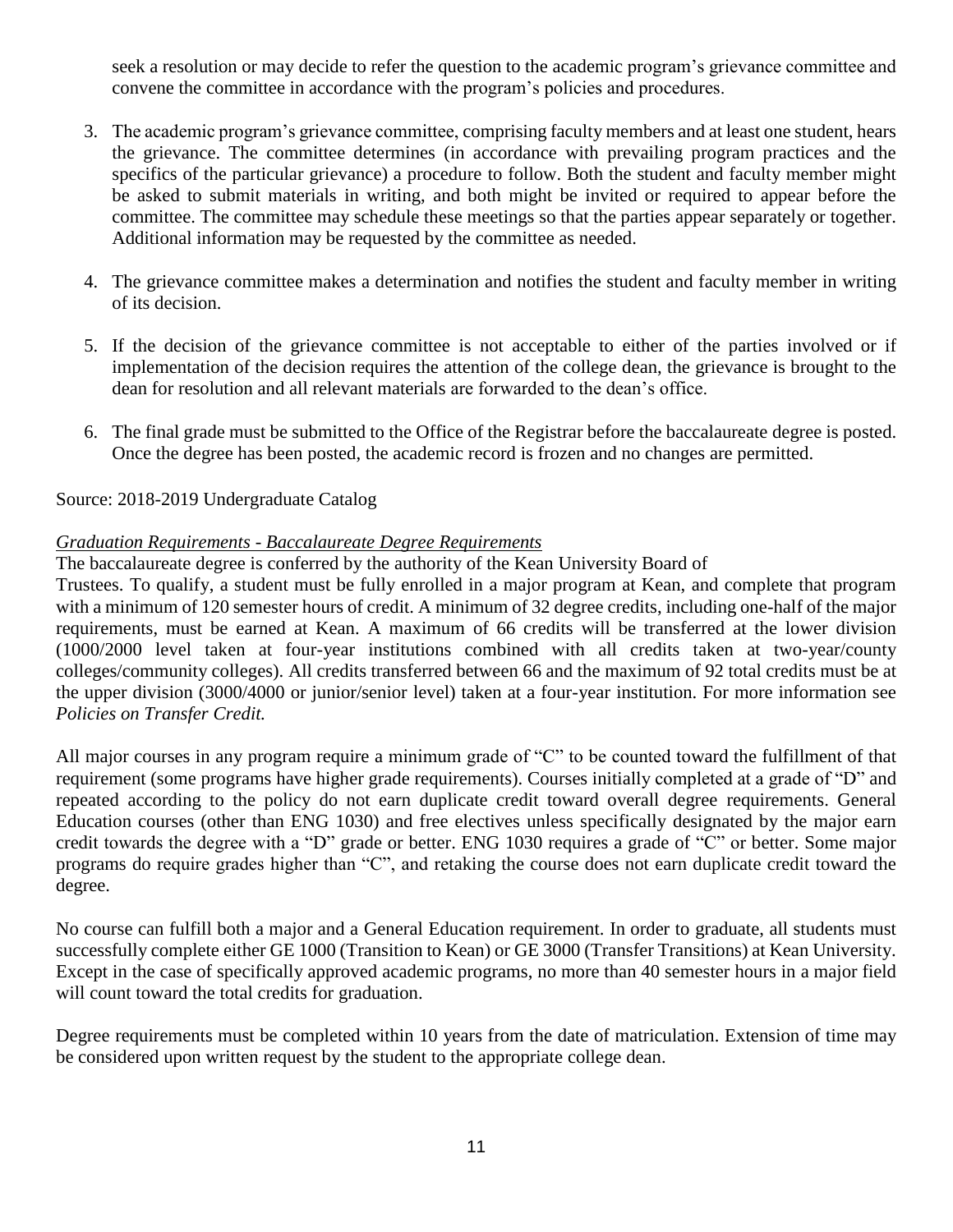seek a resolution or may decide to refer the question to the academic program's grievance committee and convene the committee in accordance with the program's policies and procedures.

3. The academic program's grievance committee, comprising faculty members and at least one student, hears the grievance. The committee determines (in accordance with prevailing program practices and the specifics of the particular grievance) a procedure to follow. Both the student and faculty member might be asked to submit materials in writing, and both might be invited or required to appear before the committee. The committee may schedule these meetings so that the parties appear separately or together. Additional information may be requested by the committee as needed.

4. The grievance committee makes a determination and notifies the student and faculty member in writing of its decision.

5. If the decision of the grievance committee is not acceptable to either of the parties involved or if implementation of the decision requires the attention of the college dean, the grievance is brought to the dean for resolution and all relevant materials are forwarded to the dean's office.

6. The final grade must be submitted to the Office of the Registrar before the baccalaureate degree is posted. Once the degree has been posted, the academic record is frozen and no changes are permitted.

Source: 2018-2019 Undergraduate Catalog

*Graduation Requirements - Baccalaureate Degree Requirements*

The baccalaureate degree is conferred by the authority of the Kean University Board of Trustees. To qualify, a student must be fully enrolled in a major program at Kean, and complete that program with a minimum of 120 semester hours of credit. A minimum of 32 degree credits, including one-half of the major requirements, must be earned at Kean. A maximum of 66 credits will be transferred at the lower division (1000/2000 level taken at four-year institutions combined with all credits taken at two-year/county colleges/community colleges). All credits transferred between 66 and the maximum of 92 total credits must be at the upper division (3000/4000 or junior/senior level) taken at a four-year institution. For more information see *Policies on Transfer Credit.*

All major courses in any program require a minimum grade of "C" to be counted toward the fulfillment of that requirement (some programs have higher grade requirements). Courses initially completed at a grade of "D" and repeated according to the policy do not earn duplicate credit toward overall degree requirements. General Education courses (other than ENG 1030) and free electives unless specifically designated by the major earn credit towards the degree with a "D" grade or better. ENG 1030 requires a grade of "C" or better. Some major programs do require grades higher than "C", and retaking the course does not earn duplicate credit toward the degree.

No course can fulfill both a major and a General Education requirement. In order to graduate, all students must successfully complete either GE 1000 (Transition to Kean) or GE 3000 (Transfer Transitions) at Kean University. Except in the case of specifically approved academic programs, no more than 40 semester hours in a major field will count toward the total credits for graduation.

Degree requirements must be completed within 10 years from the date of matriculation. Extension of time may be considered upon written request by the student to the appropriate college dean.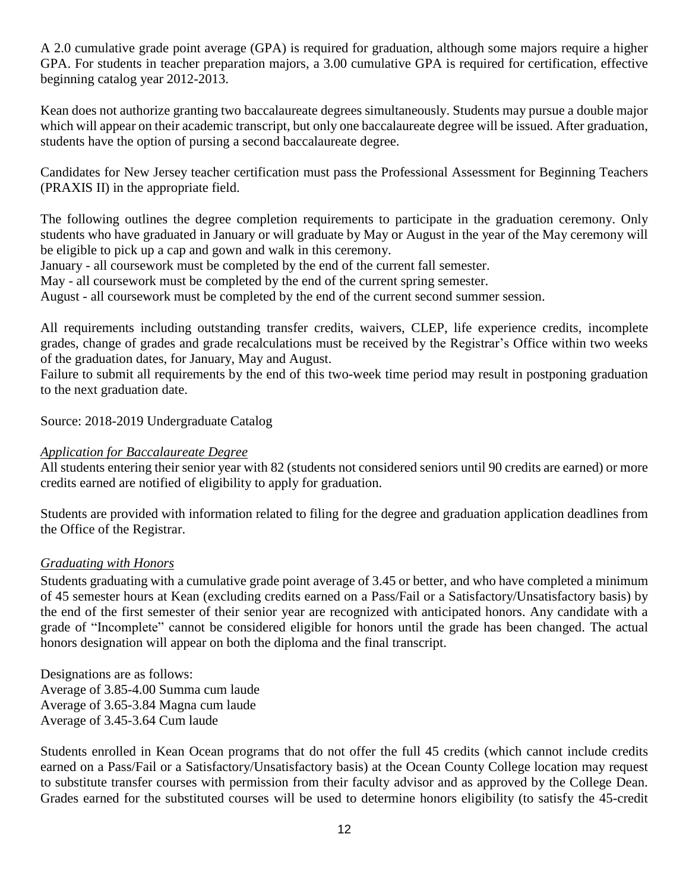A 2.0 cumulative grade point average (GPA) is required for graduation, although some majors require a higher GPA. For students in teacher preparation majors, a 3.00 cumulative GPA is required for certification, effective beginning catalog year 2012-2013.

Kean does not authorize granting two baccalaureate degrees simultaneously. Students may pursue a double major which will appear on their academic transcript, but only one baccalaureate degree will be issued. After graduation, students have the option of pursing a second baccalaureate degree.

Candidates for New Jersey teacher certification must pass the Professional Assessment for Beginning Teachers (PRAXIS II) in the appropriate field.

The following outlines the degree completion requirements to participate in the graduation ceremony. Only students who have graduated in January or will graduate by May or August in the year of the May ceremony will be eligible to pick up a cap and gown and walk in this ceremony.
January - all coursework must be completed by the end of the current fall semester.
May - all coursework must be completed by the end of the current spring semester.
August - all coursework must be completed by the end of the current second summer session.

All requirements including outstanding transfer credits, waivers, CLEP, life experience credits, incomplete grades, change of grades and grade recalculations must be received by the Registrar's Office within two weeks of the graduation dates, for January, May and August.
Failure to submit all requirements by the end of this two-week time period may result in postponing graduation to the next graduation date.

Source: 2018-2019 Undergraduate Catalog

*Application for Baccalaureate Degree*

All students entering their senior year with 82 (students not considered seniors until 90 credits are earned) or more credits earned are notified of eligibility to apply for graduation.

Students are provided with information related to filing for the degree and graduation application deadlines from the Office of the Registrar.

*Graduating with Honors*

Students graduating with a cumulative grade point average of 3.45 or better, and who have completed a minimum of 45 semester hours at Kean (excluding credits earned on a Pass/Fail or a Satisfactory/Unsatisfactory basis) by the end of the first semester of their senior year are recognized with anticipated honors. Any candidate with a grade of "Incomplete" cannot be considered eligible for honors until the grade has been changed. The actual honors designation will appear on both the diploma and the final transcript.

Designations are as follows:
Average of 3.85-4.00 Summa cum laude
Average of 3.65-3.84 Magna cum laude
Average of 3.45-3.64 Cum laude

Students enrolled in Kean Ocean programs that do not offer the full 45 credits (which cannot include credits earned on a Pass/Fail or a Satisfactory/Unsatisfactory basis) at the Ocean County College location may request to substitute transfer courses with permission from their faculty advisor and as approved by the College Dean. Grades earned for the substituted courses will be used to determine honors eligibility (to satisfy the 45-credit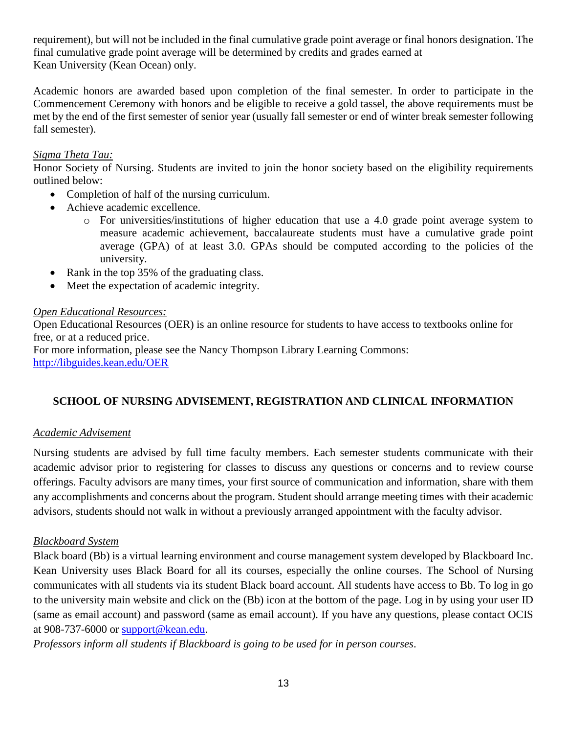requirement), but will not be included in the final cumulative grade point average or final honors designation. The final cumulative grade point average will be determined by credits and grades earned at Kean University (Kean Ocean) only.

Academic honors are awarded based upon completion of the final semester. In order to participate in the Commencement Ceremony with honors and be eligible to receive a gold tassel, the above requirements must be met by the end of the first semester of senior year (usually fall semester or end of winter break semester following fall semester).

*Sigma Theta Tau:*

Honor Society of Nursing. Students are invited to join the honor society based on the eligibility requirements outlined below:

- Completion of half of the nursing curriculum.
- Achieve academic excellence.
    - For universities/institutions of higher education that use a 4.0 grade point average system to measure academic achievement, baccalaureate students must have a cumulative grade point average (GPA) of at least 3.0. GPAs should be computed according to the policies of the university.
- Rank in the top 35% of the graduating class.
- Meet the expectation of academic integrity.

*Open Educational Resources:*

Open Educational Resources (OER) is an online resource for students to have access to textbooks online for free, or at a reduced price.
For more information, please see the Nancy Thompson Library Learning Commons:
[http://libguides.kean.edu/OER](http://libguides.kean.edu/OER)

## SCHOOL OF NURSING ADVISEMENT, REGISTRATION AND CLINICAL INFORMATION

*Academic Advisement*

Nursing students are advised by full time faculty members. Each semester students communicate with their academic advisor prior to registering for classes to discuss any questions or concerns and to review course offerings. Faculty advisors are many times, your first source of communication and information, share with them any accomplishments and concerns about the program. Student should arrange meeting times with their academic advisors, students should not walk in without a previously arranged appointment with the faculty advisor.

*Blackboard System*

Black board (Bb) is a virtual learning environment and course management system developed by Blackboard Inc. Kean University uses Black Board for all its courses, especially the online courses. The School of Nursing communicates with all students via its student Black board account. All students have access to Bb. To log in go to the university main website and click on the (Bb) icon at the bottom of the page. Log in by using your user ID (same as email account) and password (same as email account). If you have any questions, please contact OCIS at 908-737-6000 or [support@kean.edu](mailto:support@kean.edu).

*Professors inform all students if Blackboard is going to be used for in person courses.*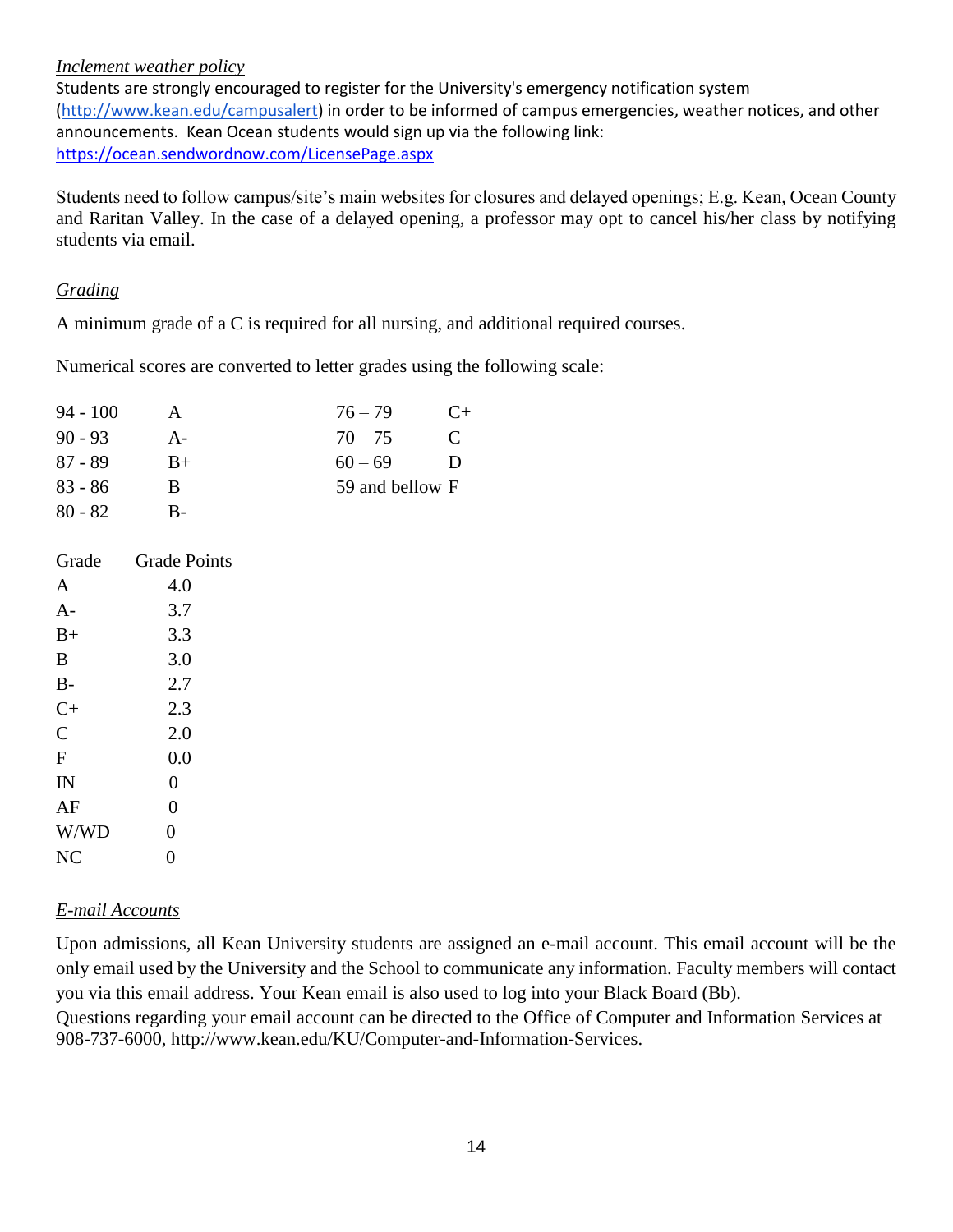*Inclement weather policy*

Students are strongly encouraged to register for the University's emergency notification system (http://www.kean.edu/campusalert) in order to be informed of campus emergencies, weather notices, and other announcements. Kean Ocean students would sign up via the following link: https://ocean.sendwordnow.com/LicensePage.aspx

Students need to follow campus/site's main websites for closures and delayed openings; E.g. Kean, Ocean County and Raritan Valley. In the case of a delayed opening, a professor may opt to cancel his/her class by notifying students via email.

*Grading*

A minimum grade of a C is required for all nursing, and additional required courses.

Numerical scores are converted to letter grades using the following scale:

| Score | Grade | Score | Grade |
|---|---|---|---|
| 94 - 100 | A | 76 – 79 | C+ |
| 90 - 93 | A- | 70 – 75 | C |
| 87 - 89 | B+ | 60 – 69 | D |
| 83 - 86 | B | 59 and bellow | F |
| 80 - 82 | B- | | |

| Grade | Grade Points |
|---|---|
| A | 4.0 |
| A- | 3.7 |
| B+ | 3.3 |
| B | 3.0 |
| B- | 2.7 |
| C+ | 2.3 |
| C | 2.0 |
| F | 0.0 |
| IN | 0 |
| AF | 0 |
| W/WD | 0 |
| NC | 0 |

*E-mail Accounts*

Upon admissions, all Kean University students are assigned an e-mail account. This email account will be the only email used by the University and the School to communicate any information. Faculty members will contact you via this email address. Your Kean email is also used to log into your Black Board (Bb).

Questions regarding your email account can be directed to the Office of Computer and Information Services at 908-737-6000, http://www.kean.edu/KU/Computer-and-Information-Services.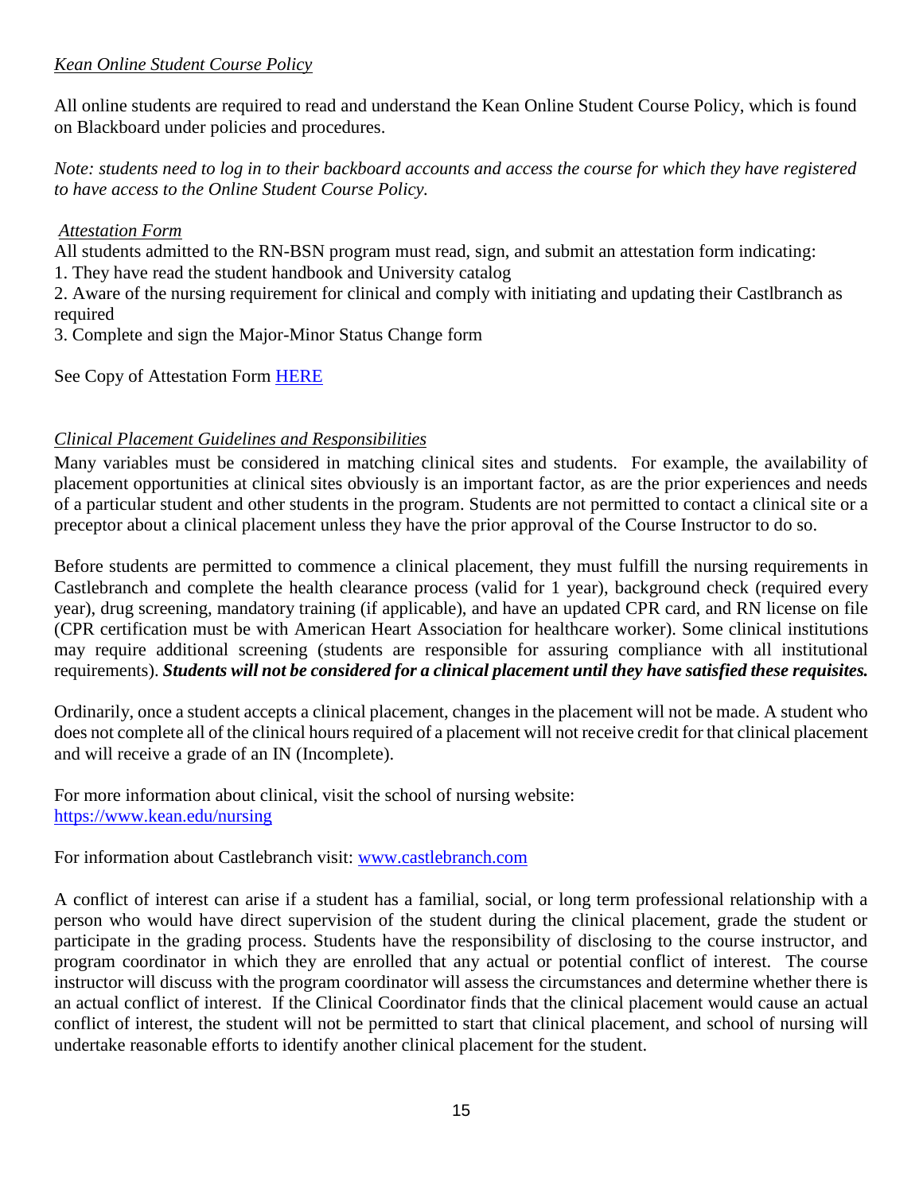*Kean Online Student Course Policy*

All online students are required to read and understand the Kean Online Student Course Policy, which is found on Blackboard under policies and procedures.

*Note: students need to log in to their backboard accounts and access the course for which they have registered to have access to the Online Student Course Policy.*

*Attestation Form*

All students admitted to the RN-BSN program must read, sign, and submit an attestation form indicating:

1. They have read the student handbook and University catalog
2. Aware of the nursing requirement for clinical and comply with initiating and updating their Castlbranch as required
3. Complete and sign the Major-Minor Status Change form

See Copy of Attestation Form [HERE]()

*Clinical Placement Guidelines and Responsibilities*

Many variables must be considered in matching clinical sites and students. For example, the availability of placement opportunities at clinical sites obviously is an important factor, as are the prior experiences and needs of a particular student and other students in the program. Students are not permitted to contact a clinical site or a preceptor about a clinical placement unless they have the prior approval of the Course Instructor to do so.

Before students are permitted to commence a clinical placement, they must fulfill the nursing requirements in Castlebranch and complete the health clearance process (valid for 1 year), background check (required every year), drug screening, mandatory training (if applicable), and have an updated CPR card, and RN license on file (CPR certification must be with American Heart Association for healthcare worker). Some clinical institutions may require additional screening (students are responsible for assuring compliance with all institutional requirements). ***Students will not be considered for a clinical placement until they have satisfied these requisites.***

Ordinarily, once a student accepts a clinical placement, changes in the placement will not be made. A student who does not complete all of the clinical hours required of a placement will not receive credit for that clinical placement and will receive a grade of an IN (Incomplete).

For more information about clinical, visit the school of nursing website:
[https://www.kean.edu/nursing](https://www.kean.edu/nursing)

For information about Castlebranch visit: [www.castlebranch.com](www.castlebranch.com)

A conflict of interest can arise if a student has a familial, social, or long term professional relationship with a person who would have direct supervision of the student during the clinical placement, grade the student or participate in the grading process. Students have the responsibility of disclosing to the course instructor, and program coordinator in which they are enrolled that any actual or potential conflict of interest. The course instructor will discuss with the program coordinator will assess the circumstances and determine whether there is an actual conflict of interest. If the Clinical Coordinator finds that the clinical placement would cause an actual conflict of interest, the student will not be permitted to start that clinical placement, and school of nursing will undertake reasonable efforts to identify another clinical placement for the student.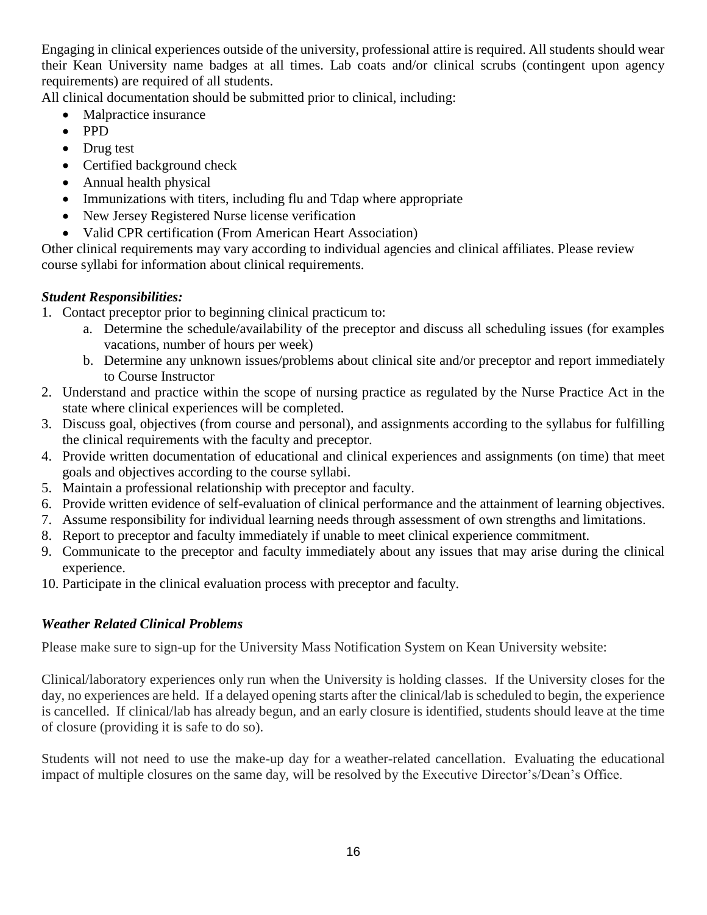Engaging in clinical experiences outside of the university, professional attire is required. All students should wear their Kean University name badges at all times. Lab coats and/or clinical scrubs (contingent upon agency requirements) are required of all students.

All clinical documentation should be submitted prior to clinical, including:

- Malpractice insurance
- PPD
- Drug test
- Certified background check
- Annual health physical
- Immunizations with titers, including flu and Tdap where appropriate
- New Jersey Registered Nurse license verification
- Valid CPR certification (From American Heart Association)

Other clinical requirements may vary according to individual agencies and clinical affiliates. Please review course syllabi for information about clinical requirements.

### *Student Responsibilities:*

1. Contact preceptor prior to beginning clinical practicum to:
   a. Determine the schedule/availability of the preceptor and discuss all scheduling issues (for examples vacations, number of hours per week)
   b. Determine any unknown issues/problems about clinical site and/or preceptor and report immediately to Course Instructor
2. Understand and practice within the scope of nursing practice as regulated by the Nurse Practice Act in the state where clinical experiences will be completed.
3. Discuss goal, objectives (from course and personal), and assignments according to the syllabus for fulfilling the clinical requirements with the faculty and preceptor.
4. Provide written documentation of educational and clinical experiences and assignments (on time) that meet goals and objectives according to the course syllabi.
5. Maintain a professional relationship with preceptor and faculty.
6. Provide written evidence of self-evaluation of clinical performance and the attainment of learning objectives.
7. Assume responsibility for individual learning needs through assessment of own strengths and limitations.
8. Report to preceptor and faculty immediately if unable to meet clinical experience commitment.
9. Communicate to the preceptor and faculty immediately about any issues that may arise during the clinical experience.
10. Participate in the clinical evaluation process with preceptor and faculty.

### *Weather Related Clinical Problems*

Please make sure to sign-up for the University Mass Notification System on Kean University website:

Clinical/laboratory experiences only run when the University is holding classes. If the University closes for the day, no experiences are held. If a delayed opening starts after the clinical/lab is scheduled to begin, the experience is cancelled. If clinical/lab has already begun, and an early closure is identified, students should leave at the time of closure (providing it is safe to do so).

Students will not need to use the make-up day for a weather-related cancellation. Evaluating the educational impact of multiple closures on the same day, will be resolved by the Executive Director's/Dean's Office.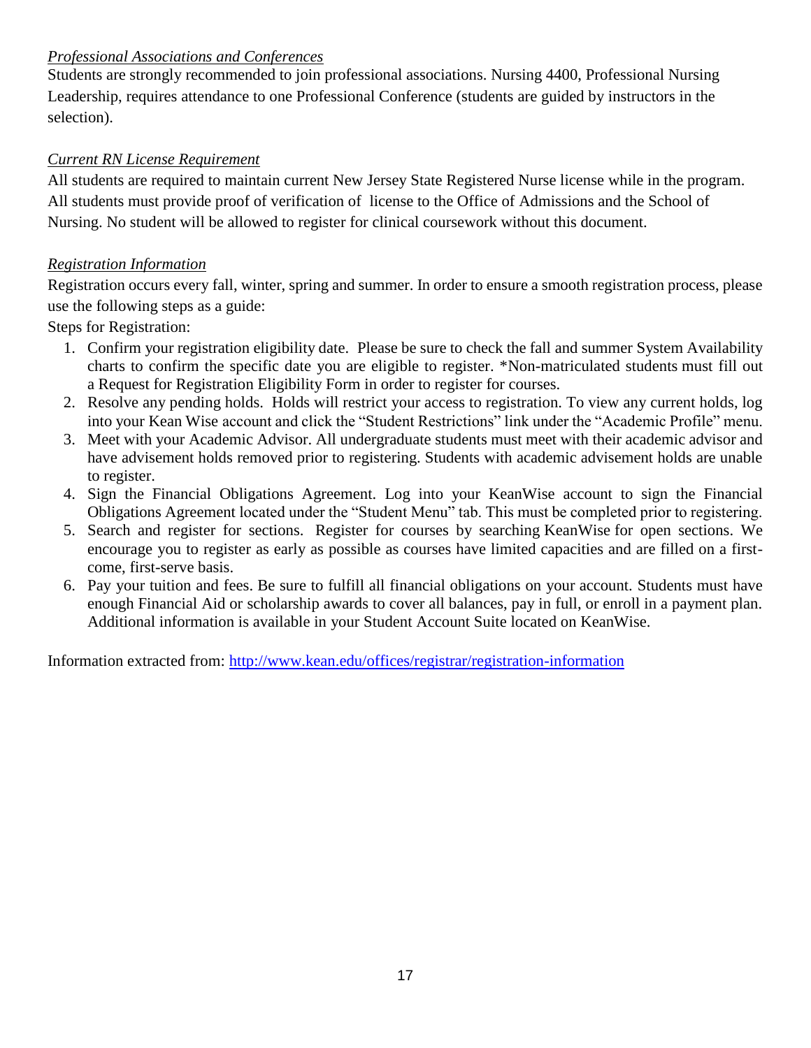*Professional Associations and Conferences*

Students are strongly recommended to join professional associations. Nursing 4400, Professional Nursing Leadership, requires attendance to one Professional Conference (students are guided by instructors in the selection).

*Current RN License Requirement*

All students are required to maintain current New Jersey State Registered Nurse license while in the program. All students must provide proof of verification of license to the Office of Admissions and the School of Nursing. No student will be allowed to register for clinical coursework without this document.

*Registration Information*

Registration occurs every fall, winter, spring and summer. In order to ensure a smooth registration process, please use the following steps as a guide:

Steps for Registration:

1. Confirm your registration eligibility date. Please be sure to check the fall and summer System Availability charts to confirm the specific date you are eligible to register. *Non-matriculated students must fill out a Request for Registration Eligibility Form in order to register for courses.
2. Resolve any pending holds. Holds will restrict your access to registration. To view any current holds, log into your Kean Wise account and click the "Student Restrictions" link under the "Academic Profile" menu.
3. Meet with your Academic Advisor. All undergraduate students must meet with their academic advisor and have advisement holds removed prior to registering. Students with academic advisement holds are unable to register.
4. Sign the Financial Obligations Agreement. Log into your KeanWise account to sign the Financial Obligations Agreement located under the "Student Menu" tab. This must be completed prior to registering.
5. Search and register for sections. Register for courses by searching KeanWise for open sections. We encourage you to register as early as possible as courses have limited capacities and are filled on a first-come, first-serve basis.
6. Pay your tuition and fees. Be sure to fulfill all financial obligations on your account. Students must have enough Financial Aid or scholarship awards to cover all balances, pay in full, or enroll in a payment plan. Additional information is available in your Student Account Suite located on KeanWise.

Information extracted from: [http://www.kean.edu/offices/registrar/registration-information](http://www.kean.edu/offices/registrar/registration-information)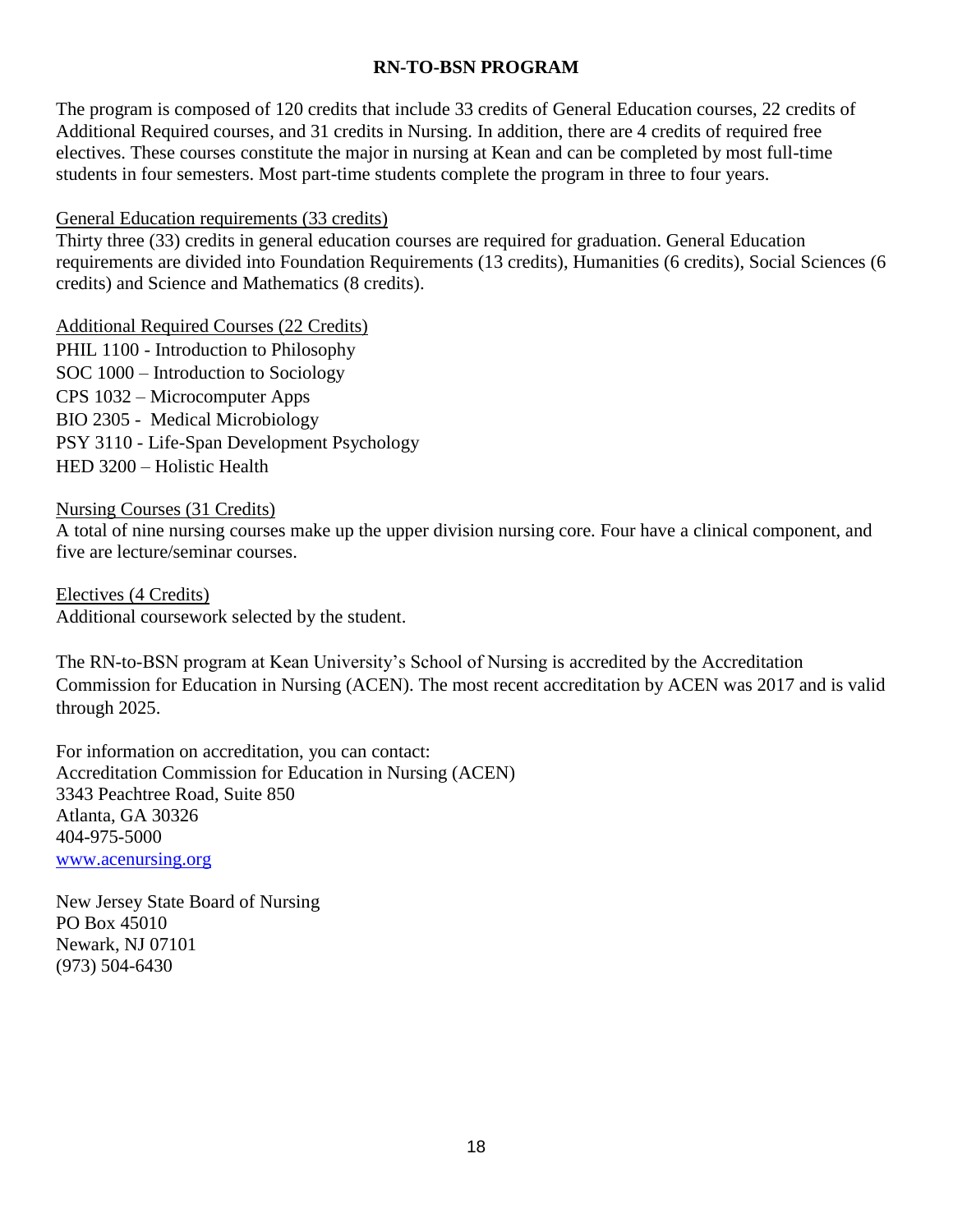## RN-TO-BSN PROGRAM

The program is composed of 120 credits that include 33 credits of General Education courses, 22 credits of Additional Required courses, and 31 credits in Nursing. In addition, there are 4 credits of required free electives. These courses constitute the major in nursing at Kean and can be completed by most full-time students in four semesters. Most part-time students complete the program in three to four years.

General Education requirements (33 credits)

Thirty three (33) credits in general education courses are required for graduation. General Education requirements are divided into Foundation Requirements (13 credits), Humanities (6 credits), Social Sciences (6 credits) and Science and Mathematics (8 credits).

Additional Required Courses (22 Credits)

PHIL 1100 - Introduction to Philosophy
SOC 1000 – Introduction to Sociology
CPS 1032 – Microcomputer Apps
BIO 2305 - Medical Microbiology
PSY 3110 - Life-Span Development Psychology
HED 3200 – Holistic Health

Nursing Courses (31 Credits)

A total of nine nursing courses make up the upper division nursing core. Four have a clinical component, and five are lecture/seminar courses.

Electives (4 Credits)

Additional coursework selected by the student.

The RN-to-BSN program at Kean University's School of Nursing is accredited by the Accreditation Commission for Education in Nursing (ACEN). The most recent accreditation by ACEN was 2017 and is valid through 2025.

For information on accreditation, you can contact:
Accreditation Commission for Education in Nursing (ACEN)
3343 Peachtree Road, Suite 850
Atlanta, GA 30326
404-975-5000
www.acenursing.org

New Jersey State Board of Nursing
PO Box 45010
Newark, NJ 07101
(973) 504-6430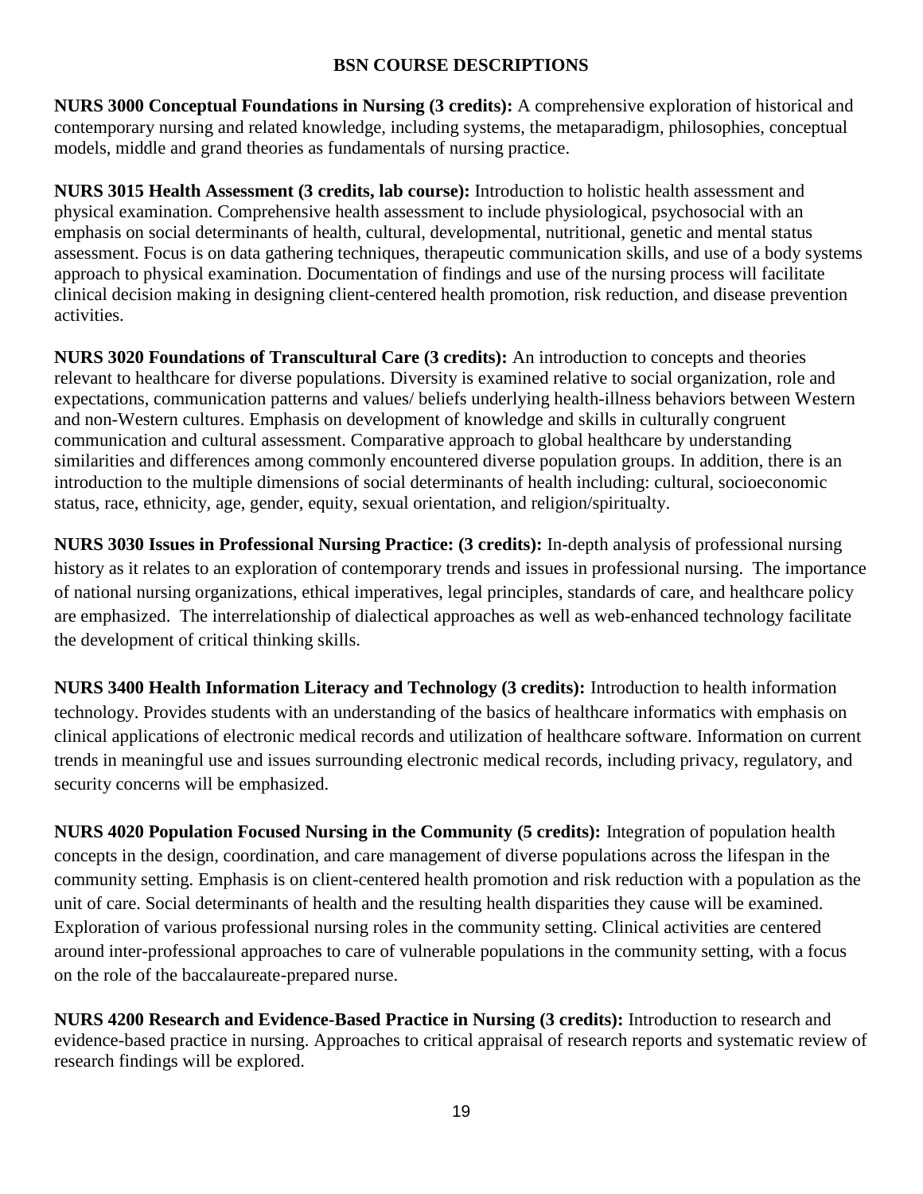## BSN COURSE DESCRIPTIONS

**NURS 3000 Conceptual Foundations in Nursing (3 credits):** A comprehensive exploration of historical and contemporary nursing and related knowledge, including systems, the metaparadigm, philosophies, conceptual models, middle and grand theories as fundamentals of nursing practice.

**NURS 3015 Health Assessment (3 credits, lab course):** Introduction to holistic health assessment and physical examination. Comprehensive health assessment to include physiological, psychosocial with an emphasis on social determinants of health, cultural, developmental, nutritional, genetic and mental status assessment. Focus is on data gathering techniques, therapeutic communication skills, and use of a body systems approach to physical examination. Documentation of findings and use of the nursing process will facilitate clinical decision making in designing client-centered health promotion, risk reduction, and disease prevention activities.

**NURS 3020 Foundations of Transcultural Care (3 credits):** An introduction to concepts and theories relevant to healthcare for diverse populations. Diversity is examined relative to social organization, role and expectations, communication patterns and values/ beliefs underlying health-illness behaviors between Western and non-Western cultures. Emphasis on development of knowledge and skills in culturally congruent communication and cultural assessment. Comparative approach to global healthcare by understanding similarities and differences among commonly encountered diverse population groups. In addition, there is an introduction to the multiple dimensions of social determinants of health including: cultural, socioeconomic status, race, ethnicity, age, gender, equity, sexual orientation, and religion/spiritualty.

**NURS 3030 Issues in Professional Nursing Practice: (3 credits):** In-depth analysis of professional nursing history as it relates to an exploration of contemporary trends and issues in professional nursing. The importance of national nursing organizations, ethical imperatives, legal principles, standards of care, and healthcare policy are emphasized. The interrelationship of dialectical approaches as well as web-enhanced technology facilitate the development of critical thinking skills.

**NURS 3400 Health Information Literacy and Technology (3 credits):** Introduction to health information technology. Provides students with an understanding of the basics of healthcare informatics with emphasis on clinical applications of electronic medical records and utilization of healthcare software. Information on current trends in meaningful use and issues surrounding electronic medical records, including privacy, regulatory, and security concerns will be emphasized.

**NURS 4020 Population Focused Nursing in the Community (5 credits):** Integration of population health concepts in the design, coordination, and care management of diverse populations across the lifespan in the community setting. Emphasis is on client-centered health promotion and risk reduction with a population as the unit of care. Social determinants of health and the resulting health disparities they cause will be examined. Exploration of various professional nursing roles in the community setting. Clinical activities are centered around inter-professional approaches to care of vulnerable populations in the community setting, with a focus on the role of the baccalaureate-prepared nurse.

**NURS 4200 Research and Evidence-Based Practice in Nursing (3 credits):** Introduction to research and evidence-based practice in nursing. Approaches to critical appraisal of research reports and systematic review of research findings will be explored.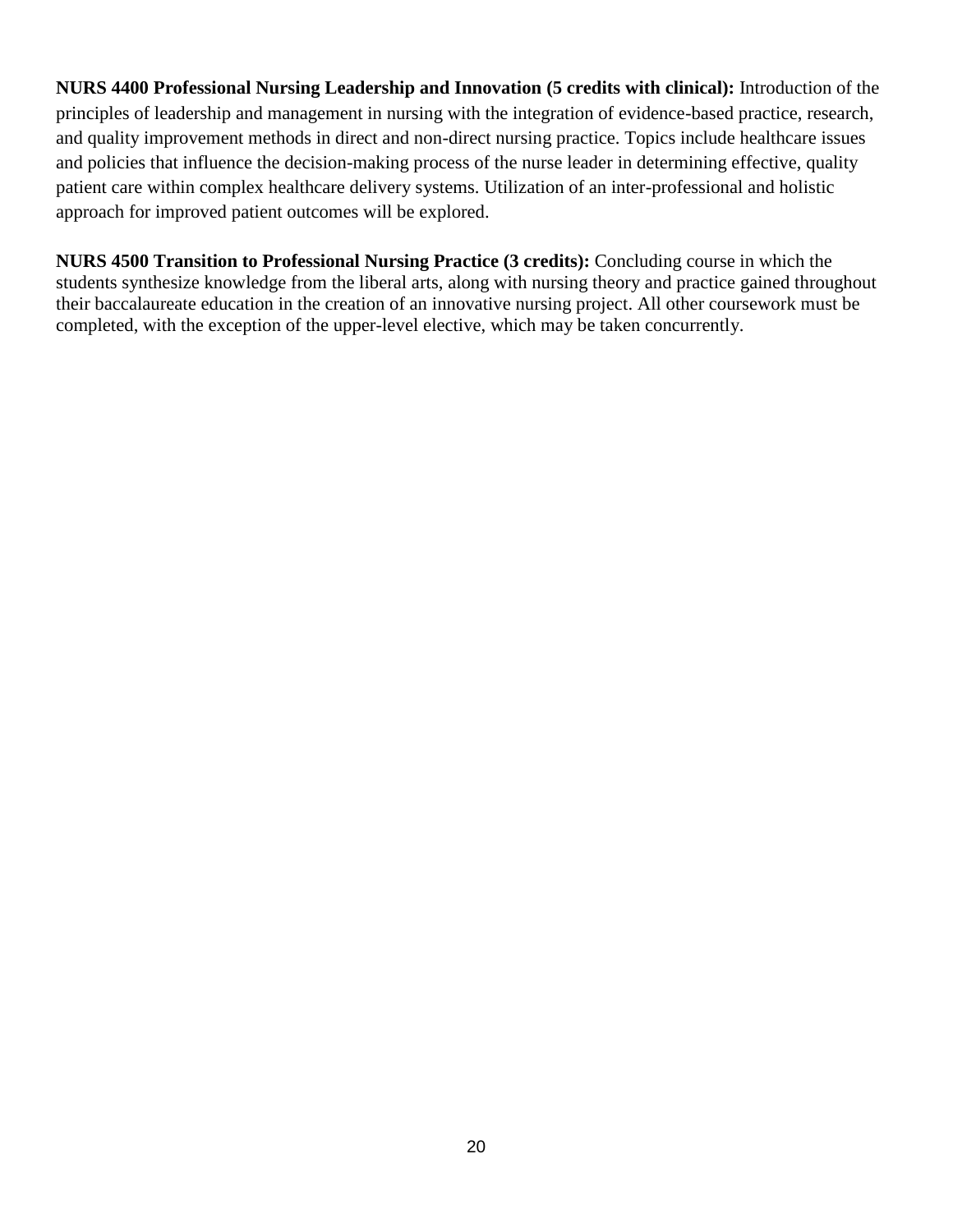**NURS 4400 Professional Nursing Leadership and Innovation (5 credits with clinical):** Introduction of the principles of leadership and management in nursing with the integration of evidence-based practice, research, and quality improvement methods in direct and non-direct nursing practice. Topics include healthcare issues and policies that influence the decision-making process of the nurse leader in determining effective, quality patient care within complex healthcare delivery systems. Utilization of an inter-professional and holistic approach for improved patient outcomes will be explored.

**NURS 4500 Transition to Professional Nursing Practice (3 credits):** Concluding course in which the students synthesize knowledge from the liberal arts, along with nursing theory and practice gained throughout their baccalaureate education in the creation of an innovative nursing project. All other coursework must be completed, with the exception of the upper-level elective, which may be taken concurrently.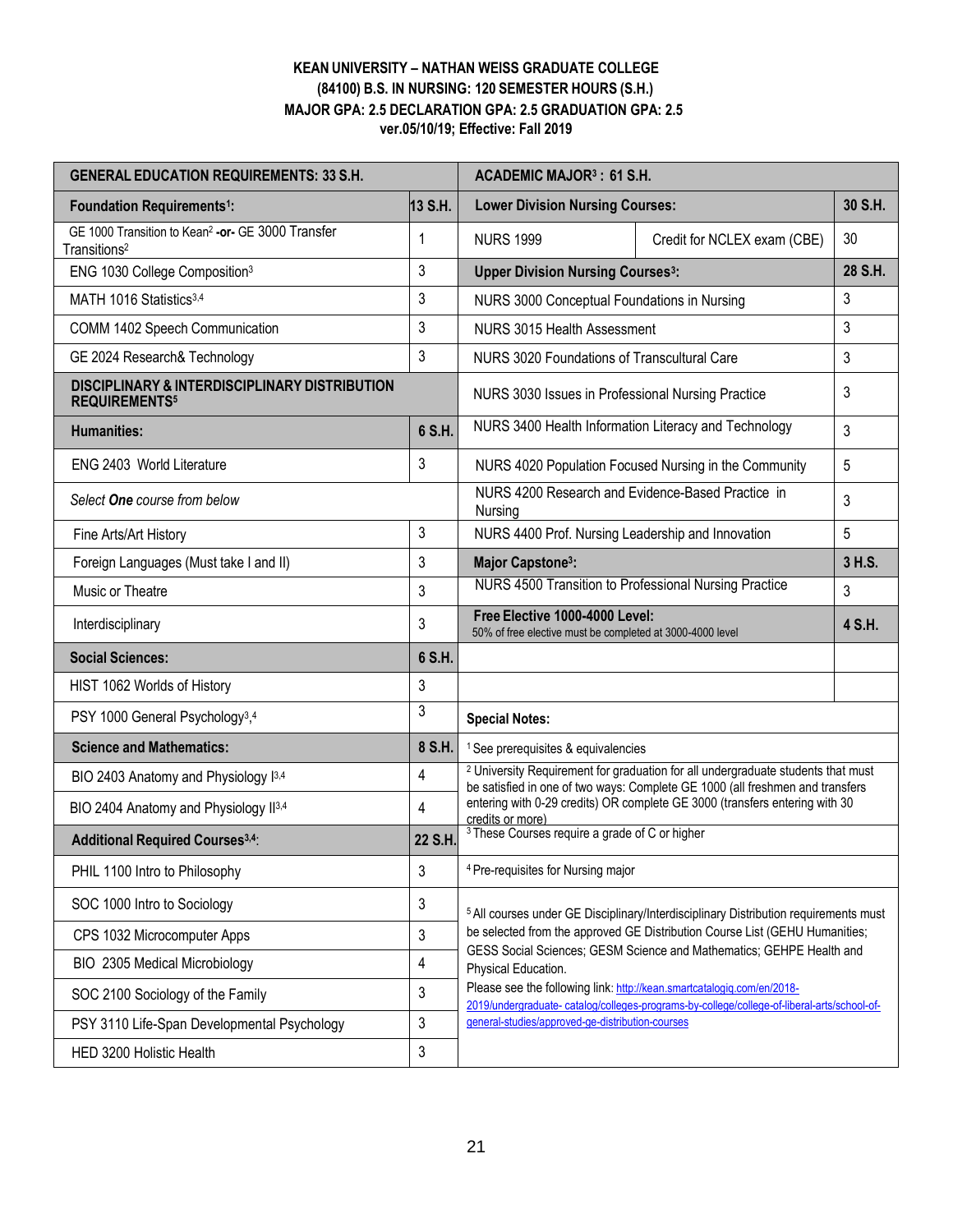**KEAN UNIVERSITY – NATHAN WEISS GRADUATE COLLEGE**
**(84100) B.S. IN NURSING: 120 SEMESTER HOURS (S.H.)**
**MAJOR GPA: 2.5 DECLARATION GPA: 2.5 GRADUATION GPA: 2.5**
**ver.05/10/19; Effective: Fall 2019**

| GENERAL EDUCATION REQUIREMENTS: 33 S.H. | | ACADEMIC MAJOR[3] : 61 S.H. | | |
|---|---|---|---|---|
| **Foundation Requirements[1]:** | **13 S.H.** | **Lower Division Nursing Courses:** | | **30 S.H.** |
| GE 1000 Transition to Kean[2] **-or-** GE 3000 Transfer Transitions[2] | 1 | NURS 1999 | Credit for NCLEX exam (CBE) | 30 |
| ENG 1030 College Composition[3] | 3 | **Upper Division Nursing Courses[3]:** | | **28 S.H.** |
| MATH 1016 Statistics[3,4] | 3 | NURS 3000 Conceptual Foundations in Nursing | | 3 |
| COMM 1402 Speech Communication | 3 | NURS 3015 Health Assessment | | 3 |
| GE 2024 Research& Technology | 3 | NURS 3020 Foundations of Transcultural Care | | 3 |
| **DISCIPLINARY & INTERDISCIPLINARY DISTRIBUTION REQUIREMENTS[5]** | | NURS 3030 Issues in Professional Nursing Practice | | 3 |
| **Humanities:** | **6 S.H.** | NURS 3400 Health Information Literacy and Technology | | 3 |
| ENG 2403 World Literature | 3 | NURS 4020 Population Focused Nursing in the Community | | 5 |
| *Select **One** course from below* | | NURS 4200 Research and Evidence-Based Practice in Nursing | | 3 |
| Fine Arts/Art History | 3 | NURS 4400 Prof. Nursing Leadership and Innovation | | 5 |
| Foreign Languages (Must take I and II) | 3 | **Major Capstone[3]:** | | **3 H.S.** |
| Music or Theatre | 3 | NURS 4500 Transition to Professional Nursing Practice | | 3 |
| Interdisciplinary | 3 | **Free Elective 1000-4000 Level:** 50% of free elective must be completed at 3000-4000 level | | **4 S.H.** |
| **Social Sciences:** | **6 S.H.** | | | |
| HIST 1062 Worlds of History | 3 | | | |
| PSY 1000 General Psychology[3,4] | 3 | **Special Notes:** | | |
| **Science and Mathematics:** | **8 S.H.** | [1] See prerequisites & equivalencies | | |
| BIO 2403 Anatomy and Physiology I[3,4] | 4 | [2] University Requirement for graduation for all undergraduate students that must be satisfied in one of two ways: Complete GE 1000 (all freshmen and transfers entering with 0-29 credits) OR complete GE 3000 (transfers entering with 30 credits or more) | | |
| BIO 2404 Anatomy and Physiology II[3,4] | 4 | | | |
| **Additional Required Courses[3,4]:** | **22 S.H.** | [3] These Courses require a grade of C or higher | | |
| PHIL 1100 Intro to Philosophy | 3 | [4] Pre-requisites for Nursing major | | |
| SOC 1000 Intro to Sociology | 3 | [5] All courses under GE Disciplinary/Interdisciplinary Distribution requirements must be selected from the approved GE Distribution Course List (GEHU Humanities; GESS Social Sciences; GESM Science and Mathematics; GEHPE Health and Physical Education. Please see the following link: http://kean.smartcatalogiq.com/en/2018-2019/undergraduate- catalog/colleges-programs-by-college/college-of-liberal-arts/school-of-general-studies/approved-ge-distribution-courses | | |
| CPS 1032 Microcomputer Apps | 3 | | | |
| BIO 2305 Medical Microbiology | 4 | | | |
| SOC 2100 Sociology of the Family | 3 | | | |
| PSY 3110 Life-Span Developmental Psychology | 3 | | | |
| HED 3200 Holistic Health | 3 | | | |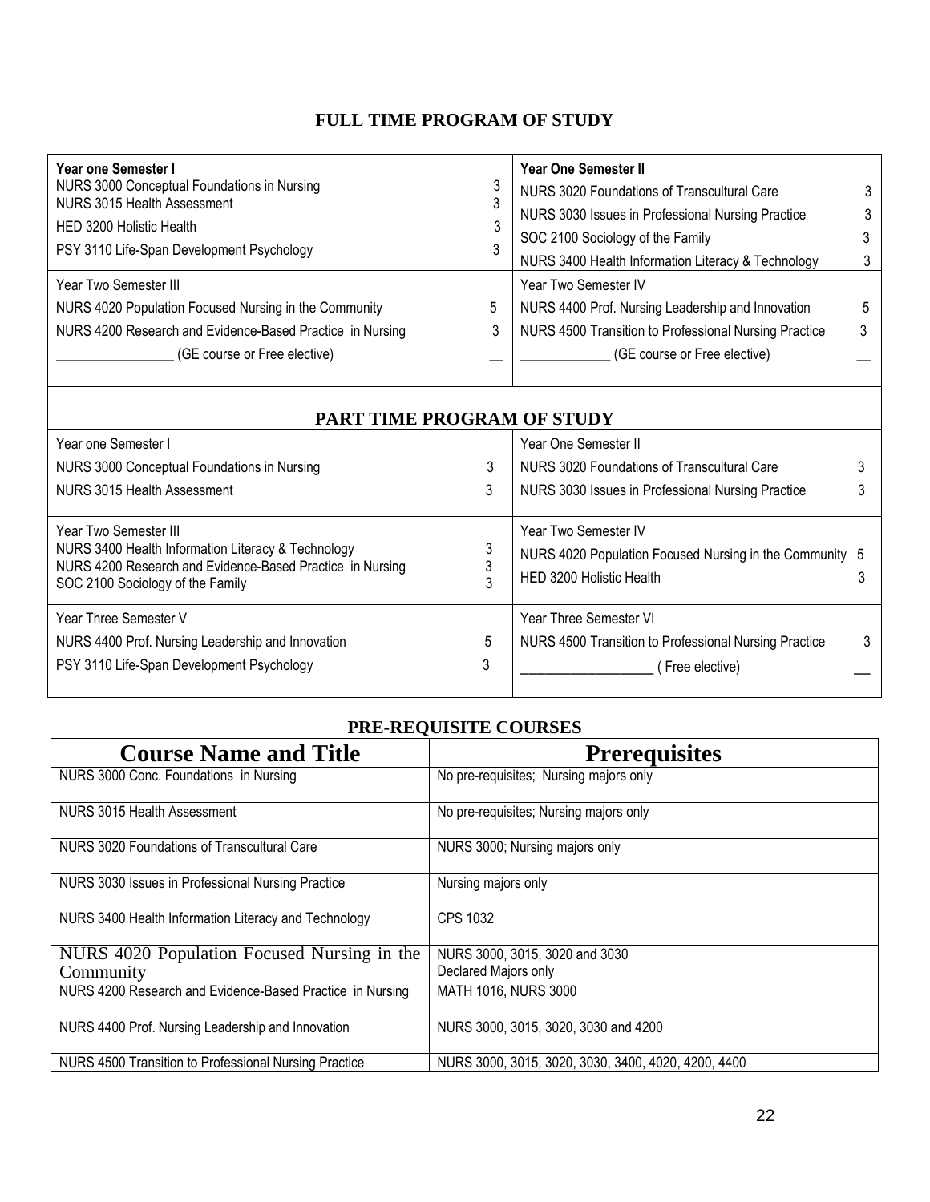## FULL TIME PROGRAM OF STUDY

| Year one Semester I | | Year One Semester II | |
|---|---|---|---|
| NURS 3000 Conceptual Foundations in Nursing | 3 | NURS 3020 Foundations of Transcultural Care | 3 |
| NURS 3015 Health Assessment | 3 | NURS 3030 Issues in Professional Nursing Practice | 3 |
| HED 3200 Holistic Health | 3 | SOC 2100 Sociology of the Family | 3 |
| PSY 3110 Life-Span Development Psychology | 3 | NURS 3400 Health Information Literacy & Technology | 3 |
| **Year Two Semester III** | | **Year Two Semester IV** | |
| NURS 4020 Population Focused Nursing in the Community | 5 | NURS 4400 Prof. Nursing Leadership and Innovation | 5 |
| NURS 4200 Research and Evidence-Based Practice in Nursing | 3 | NURS 4500 Transition to Professional Nursing Practice | 3 |
| ________________ (GE course or Free elective) | __ | _____________ (GE course or Free elective) | __ |

## PART TIME PROGRAM OF STUDY

| Year one Semester I | | Year One Semester II | |
|---|---|---|---|
| NURS 3000 Conceptual Foundations in Nursing | 3 | NURS 3020 Foundations of Transcultural Care | 3 |
| NURS 3015 Health Assessment | 3 | NURS 3030 Issues in Professional Nursing Practice | 3 |
| **Year Two Semester III** | | **Year Two Semester IV** | |
| NURS 3400 Health Information Literacy & Technology | 3 | NURS 4020 Population Focused Nursing in the Community | 5 |
| NURS 4200 Research and Evidence-Based Practice in Nursing | 3 | HED 3200 Holistic Health | 3 |
| SOC 2100 Sociology of the Family | 3 | | |
| **Year Three Semester V** | | **Year Three Semester VI** | |
| NURS 4400 Prof. Nursing Leadership and Innovation | 5 | NURS 4500 Transition to Professional Nursing Practice | 3 |
| PSY 3110 Life-Span Development Psychology | 3 | __________________ ( Free elective) | __ |

## PRE-REQUISITE COURSES

| Course Name and Title | Prerequisites |
|---|---|
| NURS 3000 Conc. Foundations in Nursing | No pre-requisites; Nursing majors only |
| NURS 3015 Health Assessment | No pre-requisites; Nursing majors only |
| NURS 3020 Foundations of Transcultural Care | NURS 3000; Nursing majors only |
| NURS 3030 Issues in Professional Nursing Practice | Nursing majors only |
| NURS 3400 Health Information Literacy and Technology | CPS 1032 |
| NURS 4020 Population Focused Nursing in the Community | NURS 3000, 3015, 3020 and 3030<br>Declared Majors only |
| NURS 4200 Research and Evidence-Based Practice in Nursing | MATH 1016, NURS 3000 |
| NURS 4400 Prof. Nursing Leadership and Innovation | NURS 3000, 3015, 3020, 3030 and 4200 |
| NURS 4500 Transition to Professional Nursing Practice | NURS 3000, 3015, 3020, 3030, 3400, 4020, 4200, 4400 |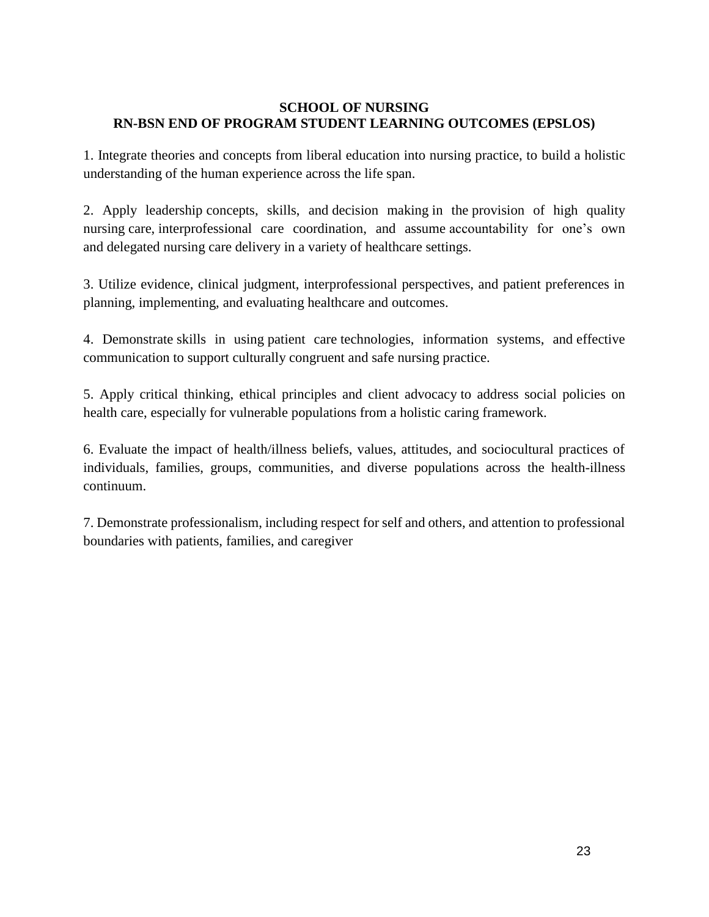**SCHOOL OF NURSING**
**RN-BSN END OF PROGRAM STUDENT LEARNING OUTCOMES (EPSLOS)**

1. Integrate theories and concepts from liberal education into nursing practice, to build a holistic understanding of the human experience across the life span.

2. Apply leadership concepts, skills, and decision making in the provision of high quality nursing care, interprofessional care coordination, and assume accountability for one's own and delegated nursing care delivery in a variety of healthcare settings.

3. Utilize evidence, clinical judgment, interprofessional perspectives, and patient preferences in planning, implementing, and evaluating healthcare and outcomes.

4. Demonstrate skills in using patient care technologies, information systems, and effective communication to support culturally congruent and safe nursing practice.

5. Apply critical thinking, ethical principles and client advocacy to address social policies on health care, especially for vulnerable populations from a holistic caring framework.

6. Evaluate the impact of health/illness beliefs, values, attitudes, and sociocultural practices of individuals, families, groups, communities, and diverse populations across the health-illness continuum.

7. Demonstrate professionalism, including respect for self and others, and attention to professional boundaries with patients, families, and caregiver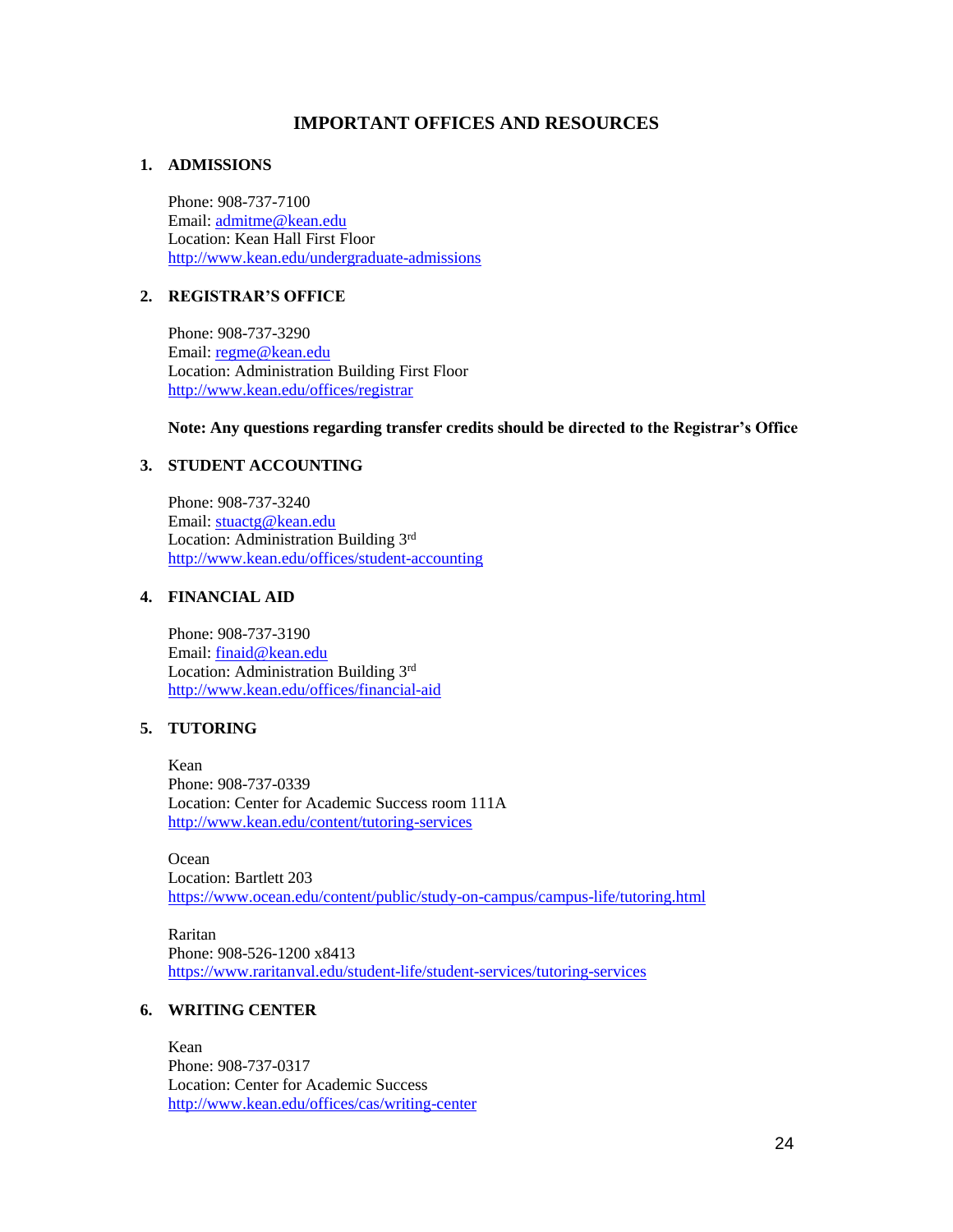## IMPORTANT OFFICES AND RESOURCES

### 1. ADMISSIONS

Phone: 908-737-7100
Email: admitme@kean.edu
Location: Kean Hall First Floor
http://www.kean.edu/undergraduate-admissions

### 2. REGISTRAR'S OFFICE

Phone: 908-737-3290
Email: regme@kean.edu
Location: Administration Building First Floor
http://www.kean.edu/offices/registrar

**Note: Any questions regarding transfer credits should be directed to the Registrar's Office**

### 3. STUDENT ACCOUNTING

Phone: 908-737-3240
Email: stuactg@kean.edu
Location: Administration Building 3rd
http://www.kean.edu/offices/student-accounting

### 4. FINANCIAL AID

Phone: 908-737-3190
Email: finaid@kean.edu
Location: Administration Building 3rd
http://www.kean.edu/offices/financial-aid

### 5. TUTORING

Kean
Phone: 908-737-0339
Location: Center for Academic Success room 111A
http://www.kean.edu/content/tutoring-services

Ocean
Location: Bartlett 203
https://www.ocean.edu/content/public/study-on-campus/campus-life/tutoring.html

Raritan
Phone: 908-526-1200 x8413
https://www.raritanval.edu/student-life/student-services/tutoring-services

### 6. WRITING CENTER

Kean
Phone: 908-737-0317
Location: Center for Academic Success
http://www.kean.edu/offices/cas/writing-center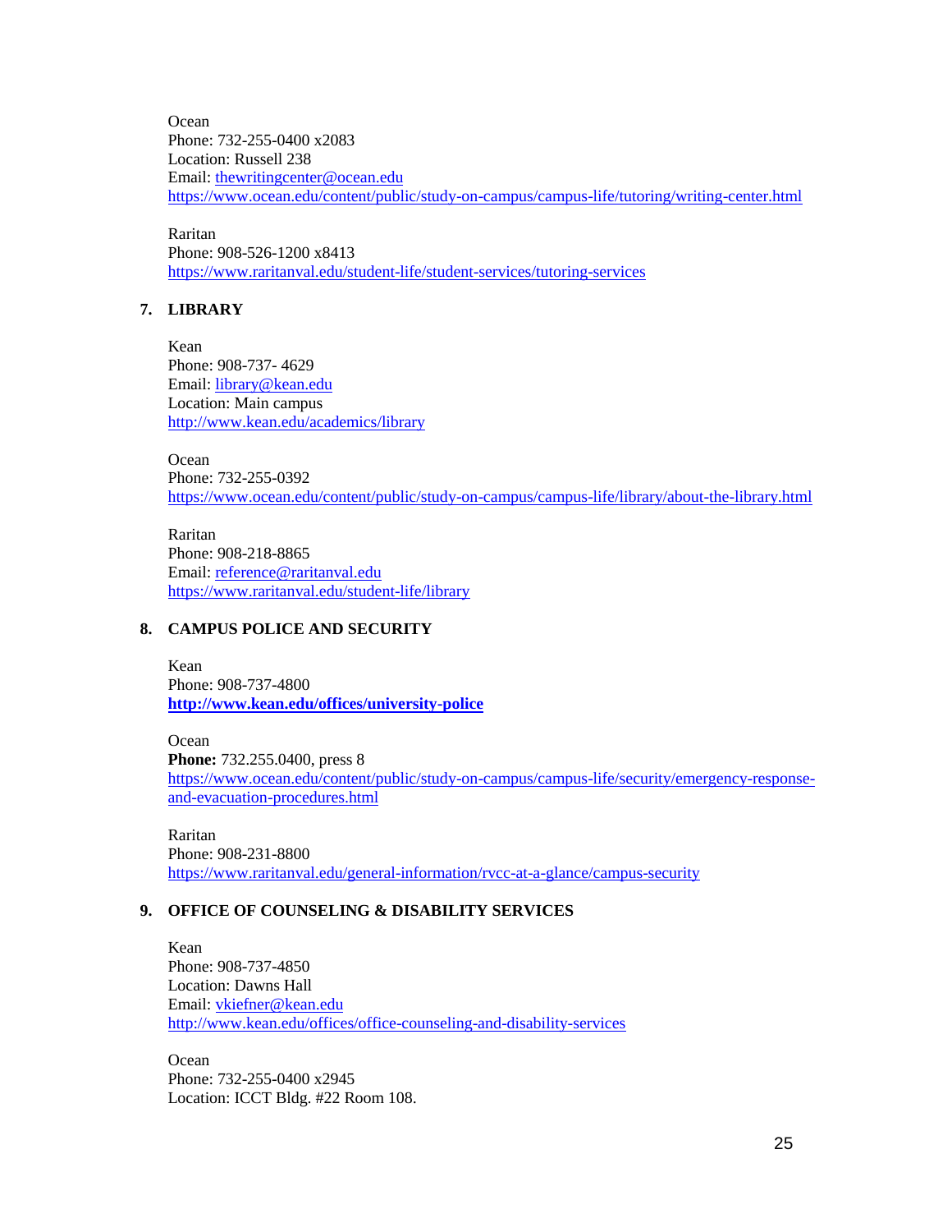Ocean
Phone: 732-255-0400 x2083
Location: Russell 238
Email: thewritingcenter@ocean.edu
https://www.ocean.edu/content/public/study-on-campus/campus-life/tutoring/writing-center.html

Raritan
Phone: 908-526-1200 x8413
https://www.raritanval.edu/student-life/student-services/tutoring-services

### 7. LIBRARY

Kean
Phone: 908-737- 4629
Email: library@kean.edu
Location: Main campus
http://www.kean.edu/academics/library

Ocean
Phone: 732-255-0392
https://www.ocean.edu/content/public/study-on-campus/campus-life/library/about-the-library.html

Raritan
Phone: 908-218-8865
Email: reference@raritanval.edu
https://www.raritanval.edu/student-life/library

### 8. CAMPUS POLICE AND SECURITY

Kean
Phone: 908-737-4800
**http://www.kean.edu/offices/university-police**

Ocean
**Phone:** 732.255.0400, press 8
https://www.ocean.edu/content/public/study-on-campus/campus-life/security/emergency-response-and-evacuation-procedures.html

Raritan
Phone: 908-231-8800
https://www.raritanval.edu/general-information/rvcc-at-a-glance/campus-security

### 9. OFFICE OF COUNSELING & DISABILITY SERVICES

Kean
Phone: 908-737-4850
Location: Dawns Hall
Email: vkiefner@kean.edu
http://www.kean.edu/offices/office-counseling-and-disability-services

Ocean
Phone: 732-255-0400 x2945
Location: ICCT Bldg. #22 Room 108.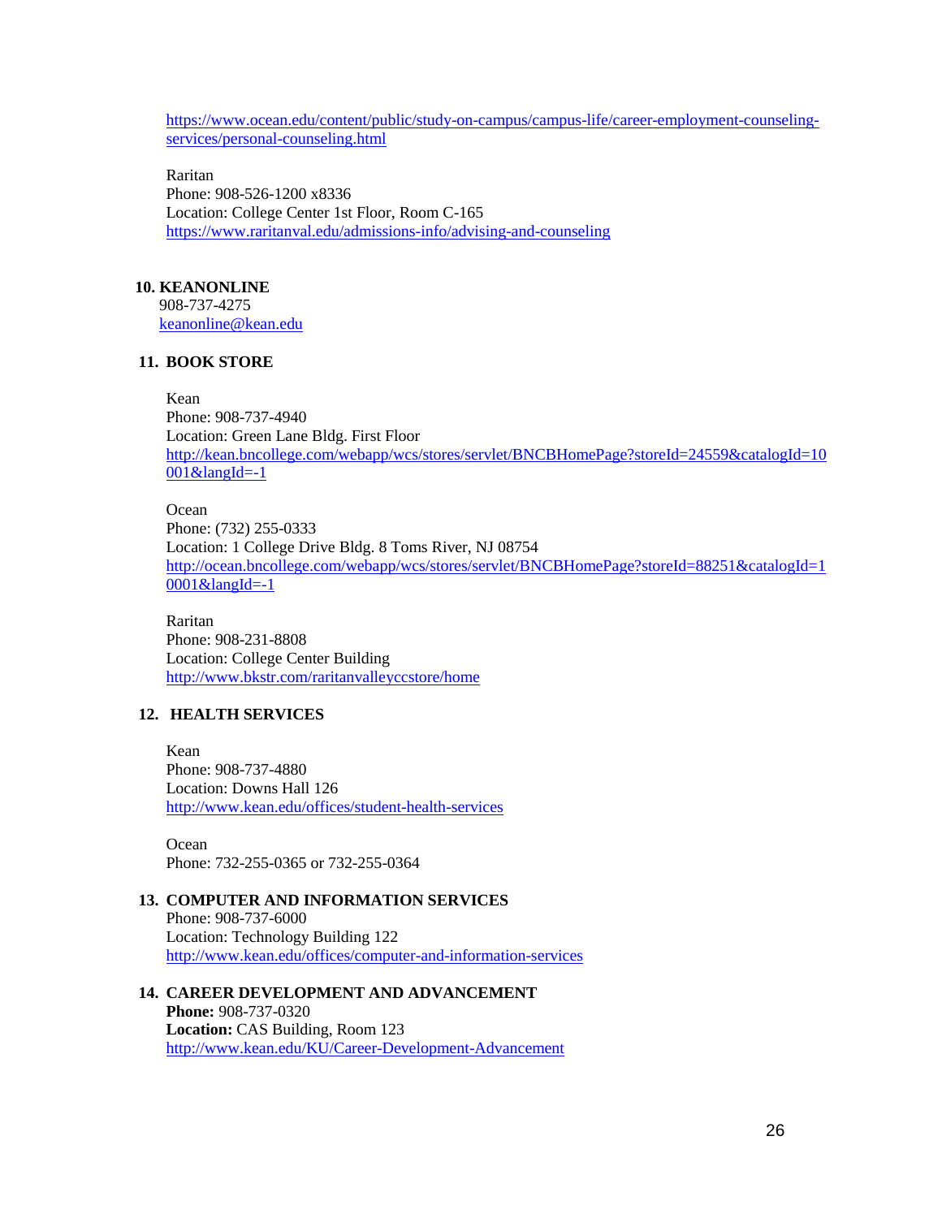https://www.ocean.edu/content/public/study-on-campus/campus-life/career-employment-counseling-services/personal-counseling.html

Raritan
Phone: 908-526-1200 x8336
Location: College Center 1st Floor, Room C-165
https://www.raritanval.edu/admissions-info/advising-and-counseling

**10. KEANONLINE**
908-737-4275
keanonline@kean.edu

**11. BOOK STORE**

Kean
Phone: 908-737-4940
Location: Green Lane Bldg. First Floor
http://kean.bncollege.com/webapp/wcs/stores/servlet/BNCBHomePage?storeId=24559&catalogId=10001&langId=-1

Ocean
Phone: (732) 255-0333
Location: 1 College Drive Bldg. 8 Toms River, NJ 08754
http://ocean.bncollege.com/webapp/wcs/stores/servlet/BNCBHomePage?storeId=88251&catalogId=10001&langId=-1

Raritan
Phone: 908-231-8808
Location: College Center Building
http://www.bkstr.com/raritanvalleyccstore/home

**12. HEALTH SERVICES**

Kean
Phone: 908-737-4880
Location: Downs Hall 126
http://www.kean.edu/offices/student-health-services

Ocean
Phone: 732-255-0365 or 732-255-0364

**13. COMPUTER AND INFORMATION SERVICES**
Phone: 908-737-6000
Location: Technology Building 122
http://www.kean.edu/offices/computer-and-information-services

**14. CAREER DEVELOPMENT AND ADVANCEMENT**
**Phone:** 908-737-0320
**Location:** CAS Building, Room 123
http://www.kean.edu/KU/Career-Development-Advancement